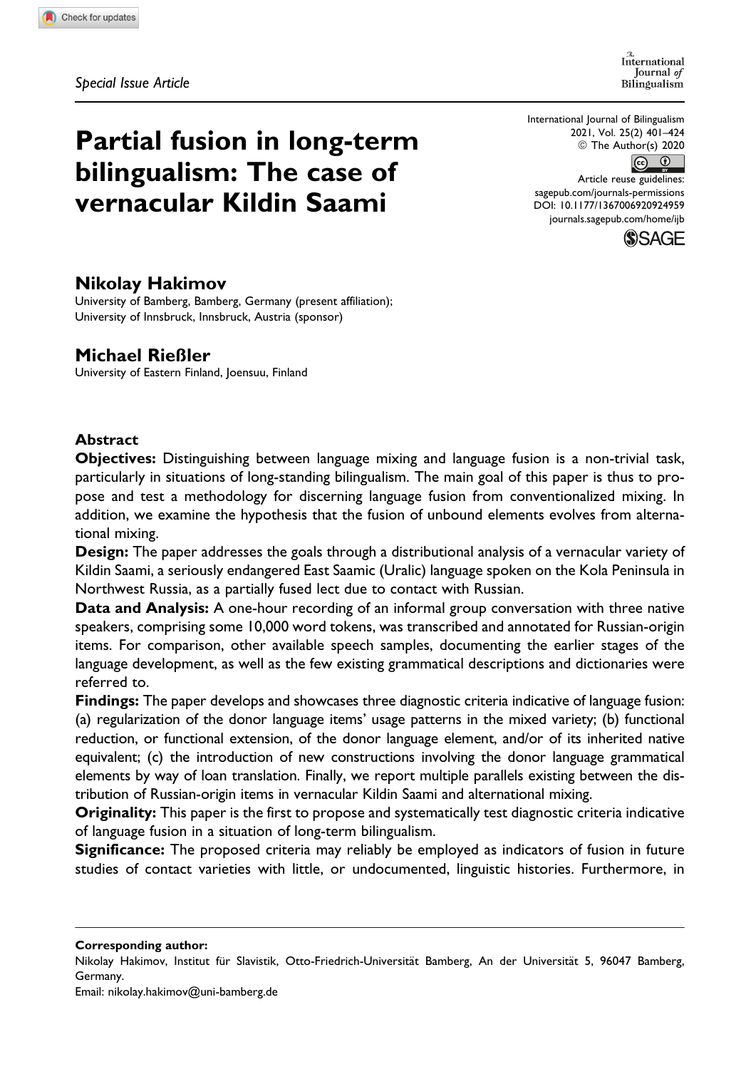Special Issue Article

# Partial fusion in long-term bilingualism: The case of vernacular Kildin Saami

International Journal of Bilingualism
2021, Vol. 25(2) 401–424
© The Author(s) 2020
Article reuse guidelines:
sagepub.com/journals-permissions
DOI: 10.1177/1367006920924959
journals.sagepub.com/home/ijb

**Nikolay Hakimov**

University of Bamberg, Bamberg, Germany (present affiliation);
University of Innsbruck, Innsbruck, Austria (sponsor)

**Michael Rießler**

University of Eastern Finland, Joensuu, Finland

## Abstract

**Objectives:** Distinguishing between language mixing and language fusion is a non-trivial task, particularly in situations of long-standing bilingualism. The main goal of this paper is thus to propose and test a methodology for discerning language fusion from conventionalized mixing. In addition, we examine the hypothesis that the fusion of unbound elements evolves from alternational mixing.

**Design:** The paper addresses the goals through a distributional analysis of a vernacular variety of Kildin Saami, a seriously endangered East Saamic (Uralic) language spoken on the Kola Peninsula in Northwest Russia, as a partially fused lect due to contact with Russian.

**Data and Analysis:** A one-hour recording of an informal group conversation with three native speakers, comprising some 10,000 word tokens, was transcribed and annotated for Russian-origin items. For comparison, other available speech samples, documenting the earlier stages of the language development, as well as the few existing grammatical descriptions and dictionaries were referred to.

**Findings:** The paper develops and showcases three diagnostic criteria indicative of language fusion: (a) regularization of the donor language items' usage patterns in the mixed variety; (b) functional reduction, or functional extension, of the donor language element, and/or of its inherited native equivalent; (c) the introduction of new constructions involving the donor language grammatical elements by way of loan translation. Finally, we report multiple parallels existing between the distribution of Russian-origin items in vernacular Kildin Saami and alternational mixing.

**Originality:** This paper is the first to propose and systematically test diagnostic criteria indicative of language fusion in a situation of long-term bilingualism.

**Significance:** The proposed criteria may reliably be employed as indicators of fusion in future studies of contact varieties with little, or undocumented, linguistic histories. Furthermore, in

---

**Corresponding author:**

Nikolay Hakimov, Institut für Slavistik, Otto-Friedrich-Universität Bamberg, An der Universität 5, 96047 Bamberg, Germany.
Email: nikolay.hakimov@uni-bamberg.de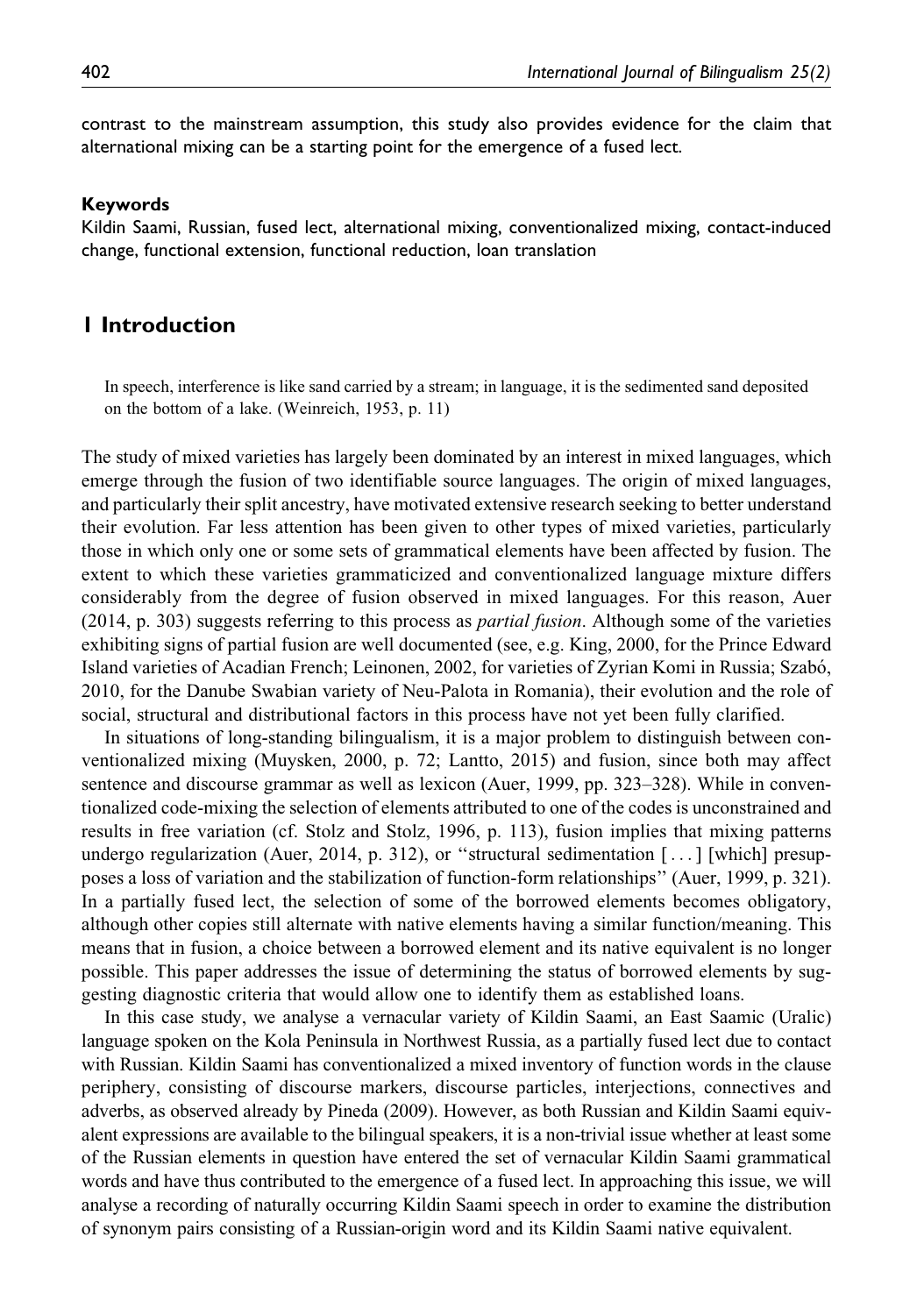contrast to the mainstream assumption, this study also provides evidence for the claim that alternational mixing can be a starting point for the emergence of a fused lect.

#### Keywords

Kildin Saami, Russian, fused lect, alternational mixing, conventionalized mixing, contact-induced change, functional extension, functional reduction, loan translation

## 1 Introduction

> In speech, interference is like sand carried by a stream; in language, it is the sedimented sand deposited on the bottom of a lake. (Weinreich, 1953, p. 11)

The study of mixed varieties has largely been dominated by an interest in mixed languages, which emerge through the fusion of two identifiable source languages. The origin of mixed languages, and particularly their split ancestry, have motivated extensive research seeking to better understand their evolution. Far less attention has been given to other types of mixed varieties, particularly those in which only one or some sets of grammatical elements have been affected by fusion. The extent to which these varieties grammaticized and conventionalized language mixture differs considerably from the degree of fusion observed in mixed languages. For this reason, Auer (2014, p. 303) suggests referring to this process as *partial fusion*. Although some of the varieties exhibiting signs of partial fusion are well documented (see, e.g. King, 2000, for the Prince Edward Island varieties of Acadian French; Leinonen, 2002, for varieties of Zyrian Komi in Russia; Szabó, 2010, for the Danube Swabian variety of Neu-Palota in Romania), their evolution and the role of social, structural and distributional factors in this process have not yet been fully clarified.

In situations of long-standing bilingualism, it is a major problem to distinguish between conventionalized mixing (Muysken, 2000, p. 72; Lantto, 2015) and fusion, since both may affect sentence and discourse grammar as well as lexicon (Auer, 1999, pp. 323–328). While in conventionalized code-mixing the selection of elements attributed to one of the codes is unconstrained and results in free variation (cf. Stolz and Stolz, 1996, p. 113), fusion implies that mixing patterns undergo regularization (Auer, 2014, p. 312), or "structural sedimentation [ . . . ] [which] presupposes a loss of variation and the stabilization of function-form relationships" (Auer, 1999, p. 321). In a partially fused lect, the selection of some of the borrowed elements becomes obligatory, although other copies still alternate with native elements having a similar function/meaning. This means that in fusion, a choice between a borrowed element and its native equivalent is no longer possible. This paper addresses the issue of determining the status of borrowed elements by suggesting diagnostic criteria that would allow one to identify them as established loans.

In this case study, we analyse a vernacular variety of Kildin Saami, an East Saamic (Uralic) language spoken on the Kola Peninsula in Northwest Russia, as a partially fused lect due to contact with Russian. Kildin Saami has conventionalized a mixed inventory of function words in the clause periphery, consisting of discourse markers, discourse particles, interjections, connectives and adverbs, as observed already by Pineda (2009). However, as both Russian and Kildin Saami equivalent expressions are available to the bilingual speakers, it is a non-trivial issue whether at least some of the Russian elements in question have entered the set of vernacular Kildin Saami grammatical words and have thus contributed to the emergence of a fused lect. In approaching this issue, we will analyse a recording of naturally occurring Kildin Saami speech in order to examine the distribution of synonym pairs consisting of a Russian-origin word and its Kildin Saami native equivalent.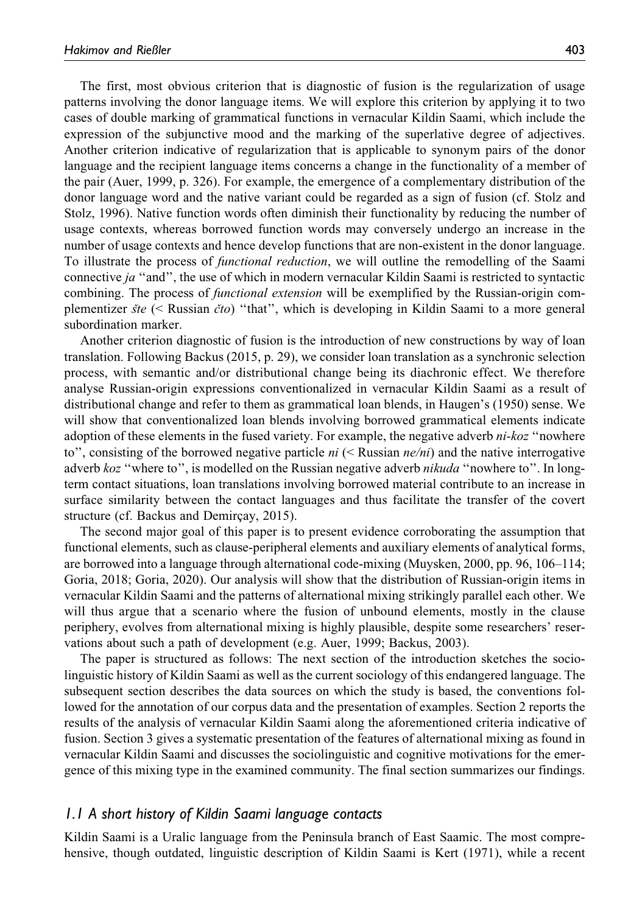The first, most obvious criterion that is diagnostic of fusion is the regularization of usage patterns involving the donor language items. We will explore this criterion by applying it to two cases of double marking of grammatical functions in vernacular Kildin Saami, which include the expression of the subjunctive mood and the marking of the superlative degree of adjectives. Another criterion indicative of regularization that is applicable to synonym pairs of the donor language and the recipient language items concerns a change in the functionality of a member of the pair (Auer, 1999, p. 326). For example, the emergence of a complementary distribution of the donor language word and the native variant could be regarded as a sign of fusion (cf. Stolz and Stolz, 1996). Native function words often diminish their functionality by reducing the number of usage contexts, whereas borrowed function words may conversely undergo an increase in the number of usage contexts and hence develop functions that are non-existent in the donor language. To illustrate the process of *functional reduction*, we will outline the remodelling of the Saami connective *ja* ''and'', the use of which in modern vernacular Kildin Saami is restricted to syntactic combining. The process of *functional extension* will be exemplified by the Russian-origin complementizer *šte* (< Russian *čto*) ''that'', which is developing in Kildin Saami to a more general subordination marker.

Another criterion diagnostic of fusion is the introduction of new constructions by way of loan translation. Following Backus (2015, p. 29), we consider loan translation as a synchronic selection process, with semantic and/or distributional change being its diachronic effect. We therefore analyse Russian-origin expressions conventionalized in vernacular Kildin Saami as a result of distributional change and refer to them as grammatical loan blends, in Haugen's (1950) sense. We will show that conventionalized loan blends involving borrowed grammatical elements indicate adoption of these elements in the fused variety. For example, the negative adverb *ni-koz* ''nowhere to'', consisting of the borrowed negative particle *ni* (< Russian *ne/ni*) and the native interrogative adverb *koz* ''where to'', is modelled on the Russian negative adverb *nikuda* ''nowhere to''. In long-term contact situations, loan translations involving borrowed material contribute to an increase in surface similarity between the contact languages and thus facilitate the transfer of the covert structure (cf. Backus and Demirçay, 2015).

The second major goal of this paper is to present evidence corroborating the assumption that functional elements, such as clause-peripheral elements and auxiliary elements of analytical forms, are borrowed into a language through alternational code-mixing (Muysken, 2000, pp. 96, 106–114; Goria, 2018; Goria, 2020). Our analysis will show that the distribution of Russian-origin items in vernacular Kildin Saami and the patterns of alternational mixing strikingly parallel each other. We will thus argue that a scenario where the fusion of unbound elements, mostly in the clause periphery, evolves from alternational mixing is highly plausible, despite some researchers' reservations about such a path of development (e.g. Auer, 1999; Backus, 2003).

The paper is structured as follows: The next section of the introduction sketches the sociolinguistic history of Kildin Saami as well as the current sociology of this endangered language. The subsequent section describes the data sources on which the study is based, the conventions followed for the annotation of our corpus data and the presentation of examples. Section 2 reports the results of the analysis of vernacular Kildin Saami along the aforementioned criteria indicative of fusion. Section 3 gives a systematic presentation of the features of alternational mixing as found in vernacular Kildin Saami and discusses the sociolinguistic and cognitive motivations for the emergence of this mixing type in the examined community. The final section summarizes our findings.

### 1.1 A short history of Kildin Saami language contacts

Kildin Saami is a Uralic language from the Peninsula branch of East Saamic. The most comprehensive, though outdated, linguistic description of Kildin Saami is Kert (1971), while a recent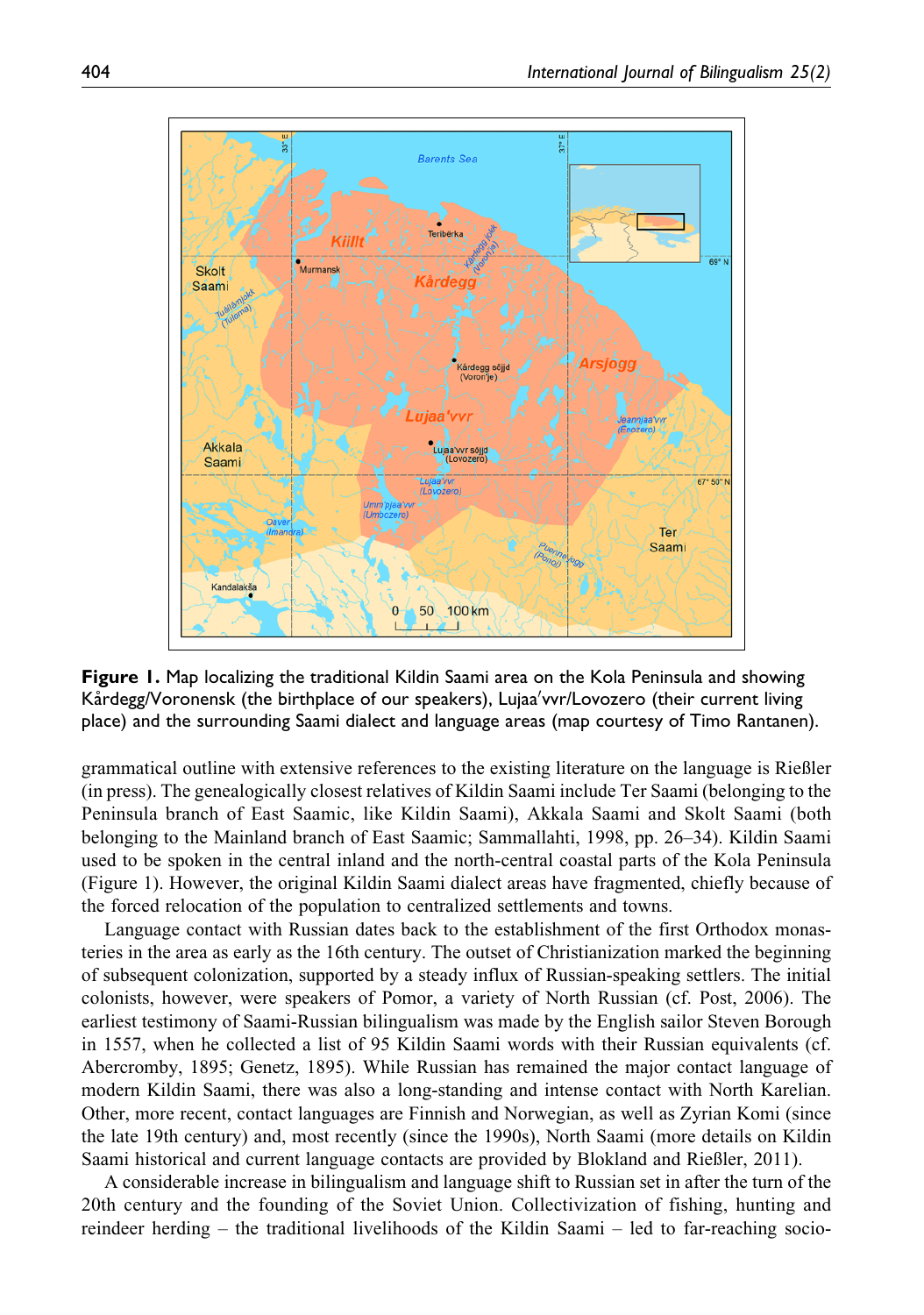**Figure 1.** Map localizing the traditional Kildin Saami area on the Kola Peninsula and showing Kårdegg/Voronensk (the birthplace of our speakers), Lujaaʹvvr/Lovozero (their current living place) and the surrounding Saami dialect and language areas (map courtesy of Timo Rantanen).

grammatical outline with extensive references to the existing literature on the language is Rießler (in press). The genealogically closest relatives of Kildin Saami include Ter Saami (belonging to the Peninsula branch of East Saamic, like Kildin Saami), Akkala Saami and Skolt Saami (both belonging to the Mainland branch of East Saamic; Sammallahti, 1998, pp. 26–34). Kildin Saami used to be spoken in the central inland and the north-central coastal parts of the Kola Peninsula (Figure 1). However, the original Kildin Saami dialect areas have fragmented, chiefly because of the forced relocation of the population to centralized settlements and towns.

Language contact with Russian dates back to the establishment of the first Orthodox monasteries in the area as early as the 16th century. The outset of Christianization marked the beginning of subsequent colonization, supported by a steady influx of Russian-speaking settlers. The initial colonists, however, were speakers of Pomor, a variety of North Russian (cf. Post, 2006). The earliest testimony of Saami-Russian bilingualism was made by the English sailor Steven Borough in 1557, when he collected a list of 95 Kildin Saami words with their Russian equivalents (cf. Abercromby, 1895; Genetz, 1895). While Russian has remained the major contact language of modern Kildin Saami, there was also a long-standing and intense contact with North Karelian. Other, more recent, contact languages are Finnish and Norwegian, as well as Zyrian Komi (since the late 19th century) and, most recently (since the 1990s), North Saami (more details on Kildin Saami historical and current language contacts are provided by Blokland and Rießler, 2011).

A considerable increase in bilingualism and language shift to Russian set in after the turn of the 20th century and the founding of the Soviet Union. Collectivization of fishing, hunting and reindeer herding – the traditional livelihoods of the Kildin Saami – led to far-reaching socio-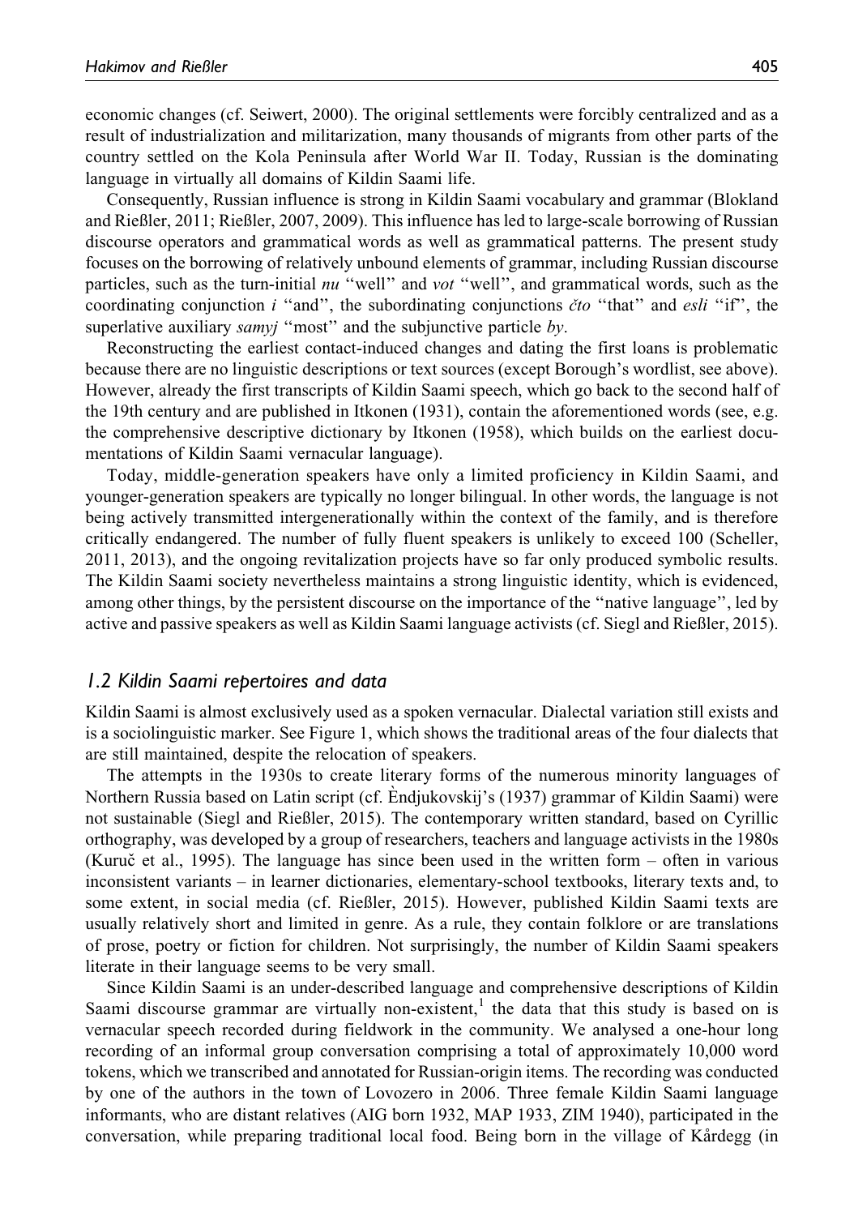economic changes (cf. Seiwert, 2000). The original settlements were forcibly centralized and as a result of industrialization and militarization, many thousands of migrants from other parts of the country settled on the Kola Peninsula after World War II. Today, Russian is the dominating language in virtually all domains of Kildin Saami life.

Consequently, Russian influence is strong in Kildin Saami vocabulary and grammar (Blokland and Rießler, 2011; Rießler, 2007, 2009). This influence has led to large-scale borrowing of Russian discourse operators and grammatical words as well as grammatical patterns. The present study focuses on the borrowing of relatively unbound elements of grammar, including Russian discourse particles, such as the turn-initial *nu* ''well'' and *vot* ''well'', and grammatical words, such as the coordinating conjunction *i* ''and'', the subordinating conjunctions *čto* ''that'' and *esli* ''if'', the superlative auxiliary *samyj* ''most'' and the subjunctive particle *by*.

Reconstructing the earliest contact-induced changes and dating the first loans is problematic because there are no linguistic descriptions or text sources (except Borough's wordlist, see above). However, already the first transcripts of Kildin Saami speech, which go back to the second half of the 19th century and are published in Itkonen (1931), contain the aforementioned words (see, e.g. the comprehensive descriptive dictionary by Itkonen (1958), which builds on the earliest documentations of Kildin Saami vernacular language).

Today, middle-generation speakers have only a limited proficiency in Kildin Saami, and younger-generation speakers are typically no longer bilingual. In other words, the language is not being actively transmitted intergenerationally within the context of the family, and is therefore critically endangered. The number of fully fluent speakers is unlikely to exceed 100 (Scheller, 2011, 2013), and the ongoing revitalization projects have so far only produced symbolic results. The Kildin Saami society nevertheless maintains a strong linguistic identity, which is evidenced, among other things, by the persistent discourse on the importance of the ''native language'', led by active and passive speakers as well as Kildin Saami language activists (cf. Siegl and Rießler, 2015).

### *1.2 Kildin Saami repertoires and data*

Kildin Saami is almost exclusively used as a spoken vernacular. Dialectal variation still exists and is a sociolinguistic marker. See Figure 1, which shows the traditional areas of the four dialects that are still maintained, despite the relocation of speakers.

The attempts in the 1930s to create literary forms of the numerous minority languages of Northern Russia based on Latin script (cf. Ѐndjukovskij's (1937) grammar of Kildin Saami) were not sustainable (Siegl and Rießler, 2015). The contemporary written standard, based on Cyrillic orthography, was developed by a group of researchers, teachers and language activists in the 1980s (Kuruč et al., 1995). The language has since been used in the written form – often in various inconsistent variants – in learner dictionaries, elementary-school textbooks, literary texts and, to some extent, in social media (cf. Rießler, 2015). However, published Kildin Saami texts are usually relatively short and limited in genre. As a rule, they contain folklore or are translations of prose, poetry or fiction for children. Not surprisingly, the number of Kildin Saami speakers literate in their language seems to be very small.

Since Kildin Saami is an under-described language and comprehensive descriptions of Kildin Saami discourse grammar are virtually non-existent,[1] the data that this study is based on is vernacular speech recorded during fieldwork in the community. We analysed a one-hour long recording of an informal group conversation comprising a total of approximately 10,000 word tokens, which we transcribed and annotated for Russian-origin items. The recording was conducted by one of the authors in the town of Lovozero in 2006. Three female Kildin Saami language informants, who are distant relatives (AIG born 1932, MAP 1933, ZIM 1940), participated in the conversation, while preparing traditional local food. Being born in the village of Kårdegg (in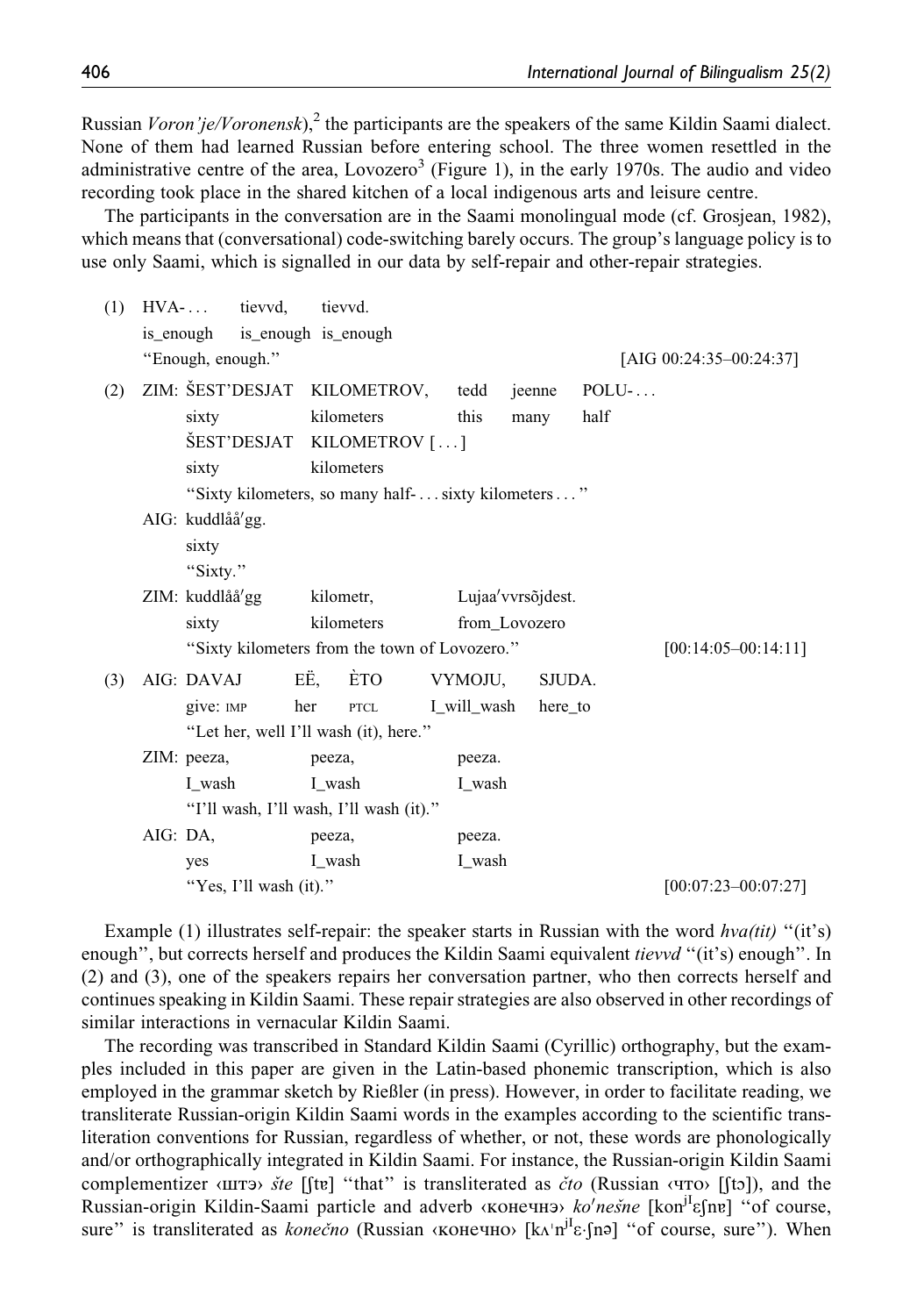Russian *Voron'je/Voronensk*),[2] the participants are the speakers of the same Kildin Saami dialect. None of them had learned Russian before entering school. The three women resettled in the administrative centre of the area, Lovozero[3] (Figure 1), in the early 1970s. The audio and video recording took place in the shared kitchen of a local indigenous arts and leisure centre.

The participants in the conversation are in the Saami monolingual mode (cf. Grosjean, 1982), which means that (conversational) code-switching barely occurs. The group's language policy is to use only Saami, which is signalled in our data by self-repair and other-repair strategies.

(1) HVA-... tievvd, tievvd.
is_enough is_enough is_enough
"Enough, enough." [AIG 00:24:35–00:24:37]

(2) ZIM: ŠEST'DESJAT KILOMETROV, tedd jeenne POLU-...
sixty kilometers this many half
ŠEST'DESJAT KILOMETROV [...]
sixty kilometers
"Sixty kilometers, so many half- ... sixty kilometers ..."
AIG: kuddlåå'gg.
sixty
"Sixty."
ZIM: kuddlåå'gg kilometr, Lujaa'vvrsõjdest.
sixty kilometers from_Lovozero
"Sixty kilometers from the town of Lovozero." [00:14:05–00:14:11]

(3) AIG: DAVAJ EË, ÈTO VYMOJU, SJUDA.
give: IMP her PTCL I_will_wash here_to
"Let her, well I'll wash (it), here."
ZIM: peeza, peeza, peeza.
I_wash I_wash I_wash
"I'll wash, I'll wash, I'll wash (it)."
AIG: DA, peeza, peeza.
yes I_wash I_wash
"Yes, I'll wash (it)." [00:07:23–00:07:27]

Example (1) illustrates self-repair: the speaker starts in Russian with the word *hva(tit)* "(it's) enough", but corrects herself and produces the Kildin Saami equivalent *tievvd* "(it's) enough". In (2) and (3), one of the speakers repairs her conversation partner, who then corrects herself and continues speaking in Kildin Saami. These repair strategies are also observed in other recordings of similar interactions in vernacular Kildin Saami.

The recording was transcribed in Standard Kildin Saami (Cyrillic) orthography, but the examples included in this paper are given in the Latin-based phonemic transcription, which is also employed in the grammar sketch by Rießler (in press). However, in order to facilitate reading, we transliterate Russian-origin Kildin Saami words in the examples according to the scientific transliteration conventions for Russian, regardless of whether, or not, these words are phonologically and/or orthographically integrated in Kildin Saami. For instance, the Russian-origin Kildin Saami complementizer ‹штэ› *šte* [ʃtɐ] "that" is transliterated as *čto* (Russian ‹что› [ʃtɔ]), and the Russian-origin Kildin-Saami particle and adverb ‹конечнэ› *ko'nešne* [konʲᴵɛʃnɐ] "of course, sure" is transliterated as *konečno* (Russian ‹конечно› [kʌˈnʲᴵɛ·ʃnə] "of course, sure"). When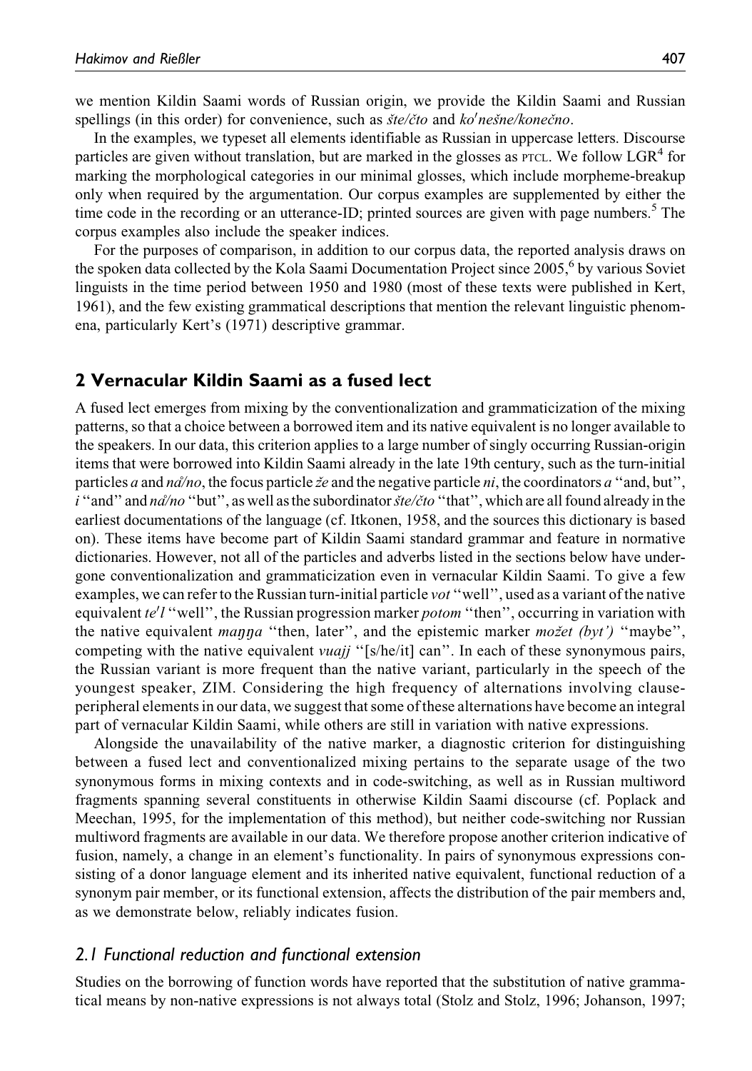we mention Kildin Saami words of Russian origin, we provide the Kildin Saami and Russian spellings (in this order) for convenience, such as *šte/čto* and *koʹnešne/konečno*.

In the examples, we typeset all elements identifiable as Russian in uppercase letters. Discourse particles are given without translation, but are marked in the glosses as PTCL. We follow LGR[4] for marking the morphological categories in our minimal glosses, which include morpheme-breakup only when required by the argumentation. Our corpus examples are supplemented by either the time code in the recording or an utterance-ID; printed sources are given with page numbers.[5] The corpus examples also include the speaker indices.

For the purposes of comparison, in addition to our corpus data, the reported analysis draws on the spoken data collected by the Kola Saami Documentation Project since 2005,[6] by various Soviet linguists in the time period between 1950 and 1980 (most of these texts were published in Kert, 1961), and the few existing grammatical descriptions that mention the relevant linguistic phenomena, particularly Kert's (1971) descriptive grammar.

## 2 Vernacular Kildin Saami as a fused lect

A fused lect emerges from mixing by the conventionalization and grammaticization of the mixing patterns, so that a choice between a borrowed item and its native equivalent is no longer available to the speakers. In our data, this criterion applies to a large number of singly occurring Russian-origin items that were borrowed into Kildin Saami already in the late 19th century, such as the turn-initial particles *a* and *nå/no*, the focus particle *že* and the negative particle *ni*, the coordinators *a* "and, but", *i* "and" and *nå/no* "but", as well as the subordinator *šte/čto* "that", which are all found already in the earliest documentations of the language (cf. Itkonen, 1958, and the sources this dictionary is based on). These items have become part of Kildin Saami standard grammar and feature in normative dictionaries. However, not all of the particles and adverbs listed in the sections below have undergone conventionalization and grammaticization even in vernacular Kildin Saami. To give a few examples, we can refer to the Russian turn-initial particle *vot* "well", used as a variant of the native equivalent *teʹl* "well", the Russian progression marker *potom* "then", occurring in variation with the native equivalent *maŋŋa* "then, later", and the epistemic marker *možet (byt')* "maybe", competing with the native equivalent *vuajj* "[s/he/it] can". In each of these synonymous pairs, the Russian variant is more frequent than the native variant, particularly in the speech of the youngest speaker, ZIM. Considering the high frequency of alternations involving clause-peripheral elements in our data, we suggest that some of these alternations have become an integral part of vernacular Kildin Saami, while others are still in variation with native expressions.

Alongside the unavailability of the native marker, a diagnostic criterion for distinguishing between a fused lect and conventionalized mixing pertains to the separate usage of the two synonymous forms in mixing contexts and in code-switching, as well as in Russian multiword fragments spanning several constituents in otherwise Kildin Saami discourse (cf. Poplack and Meechan, 1995, for the implementation of this method), but neither code-switching nor Russian multiword fragments are available in our data. We therefore propose another criterion indicative of fusion, namely, a change in an element's functionality. In pairs of synonymous expressions consisting of a donor language element and its inherited native equivalent, functional reduction of a synonym pair member, or its functional extension, affects the distribution of the pair members and, as we demonstrate below, reliably indicates fusion.

### 2.1 Functional reduction and functional extension

Studies on the borrowing of function words have reported that the substitution of native grammatical means by non-native expressions is not always total (Stolz and Stolz, 1996; Johanson, 1997;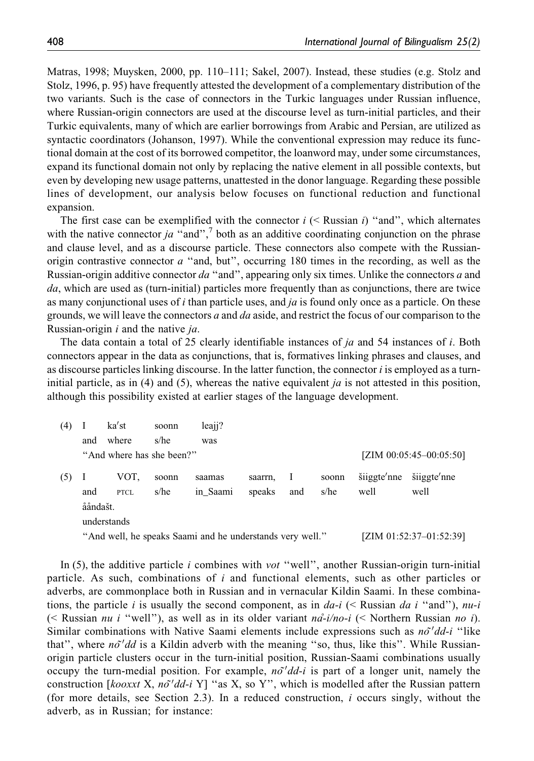Matras, 1998; Muysken, 2000, pp. 110–111; Sakel, 2007). Instead, these studies (e.g. Stolz and Stolz, 1996, p. 95) have frequently attested the development of a complementary distribution of the two variants. Such is the case of connectors in the Turkic languages under Russian influence, where Russian-origin connectors are used at the discourse level as turn-initial particles, and their Turkic equivalents, many of which are earlier borrowings from Arabic and Persian, are utilized as syntactic coordinators (Johanson, 1997). While the conventional expression may reduce its functional domain at the cost of its borrowed competitor, the loanword may, under some circumstances, expand its functional domain not only by replacing the native element in all possible contexts, but even by developing new usage patterns, unattested in the donor language. Regarding these possible lines of development, our analysis below focuses on functional reduction and functional expansion.

The first case can be exemplified with the connector *i* (< Russian *i*) ''and'', which alternates with the native connector *ja* ''and'',[7] both as an additive coordinating conjunction on the phrase and clause level, and as a discourse particle. These connectors also compete with the Russian-origin contrastive connector *a* ''and, but'', occurring 180 times in the recording, as well as the Russian-origin additive connector *da* ''and'', appearing only six times. Unlike the connectors *a* and *da*, which are used as (turn-initial) particles more frequently than as conjunctions, there are twice as many conjunctional uses of *i* than particle uses, and *ja* is found only once as a particle. On these grounds, we will leave the connectors *a* and *da* aside, and restrict the focus of our comparison to the Russian-origin *i* and the native *ja*.

The data contain a total of 25 clearly identifiable instances of *ja* and 54 instances of *i*. Both connectors appear in the data as conjunctions, that is, formatives linking phrases and clauses, and as discourse particles linking discourse. In the latter function, the connector *i* is employed as a turn-initial particle, as in (4) and (5), whereas the native equivalent *ja* is not attested in this position, although this possibility existed at earlier stages of the language development.

(4) I ka′st soonn leajj?
  and where s/he was
  ''And where has she been?'' [ZIM 00:05:45–00:05:50]

(5) I VOT, soonn saamas saarrn, I soonn šiiggte′nne šiiggte′nne ååndašt.
  and PTCL s/he in_Saami speaks and s/he well well understands
  ''And well, he speaks Saami and he understands very well.'' [ZIM 01:52:37–01:52:39]

In (5), the additive particle *i* combines with *vot* ''well'', another Russian-origin turn-initial particle. As such, combinations of *i* and functional elements, such as other particles or adverbs, are commonplace both in Russian and in vernacular Kildin Saami. In these combinations, the particle *i* is usually the second component, as in *da-i* (< Russian *da i* ''and''), *nu-i* (< Russian *nu i* ''well''), as well as in its older variant *nḁ̊-i/no-i* (< Northern Russian *no i*). Similar combinations with Native Saami elements include expressions such as *nõ′dd-i* ''like that'', where *nõ′dd* is a Kildin adverb with the meaning ''so, thus, like this''. While Russian-origin particle clusters occur in the turn-initial position, Russian-Saami combinations usually occupy the turn-medial position. For example, *nõ′dd-i* is part of a longer unit, namely the construction [*kooxxt* X, *nõ′dd-i* Y] ''as X, so Y'', which is modelled after the Russian pattern (for more details, see Section 2.3). In a reduced construction, *i* occurs singly, without the adverb, as in Russian; for instance: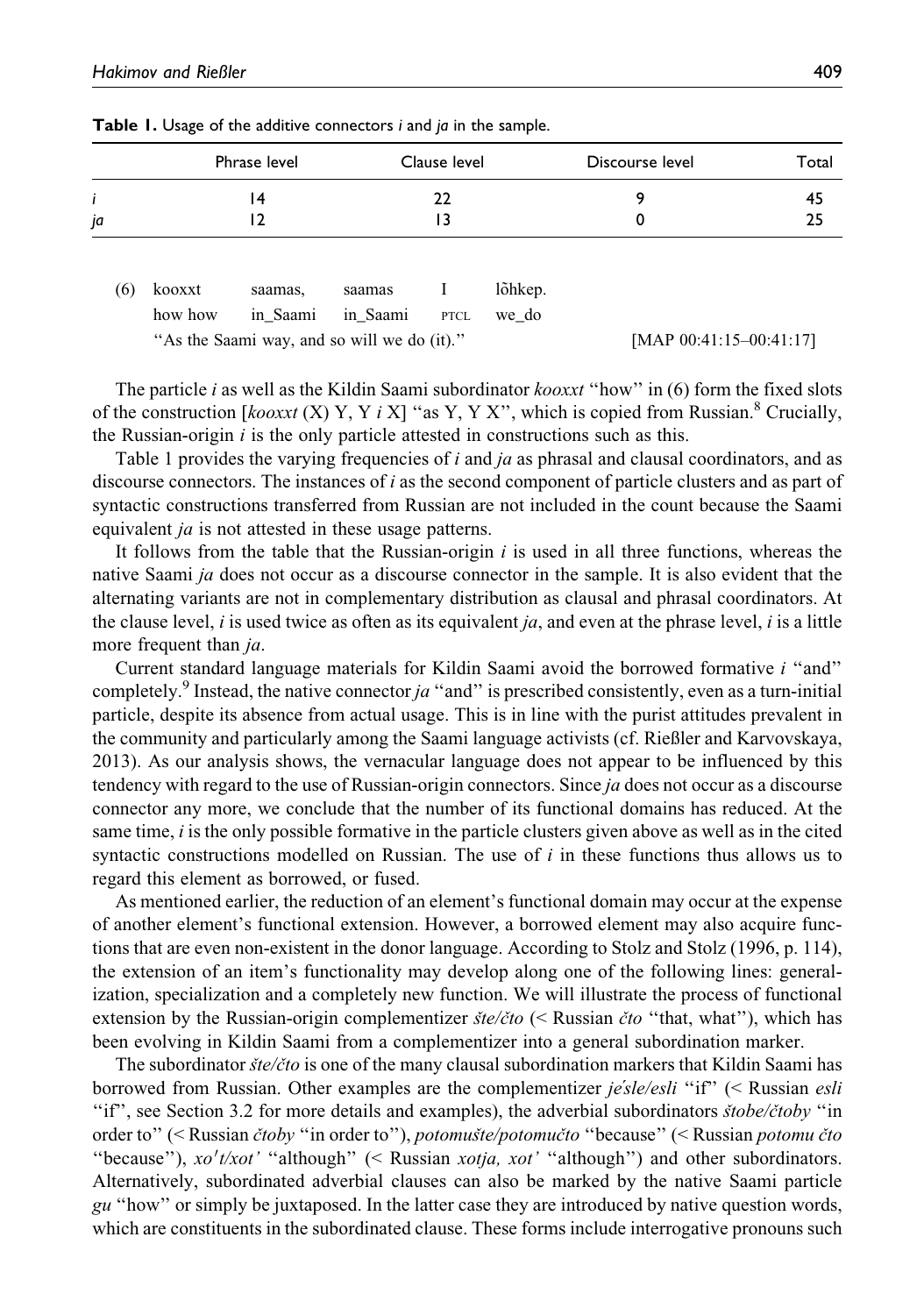**Table 1.** Usage of the additive connectors *i* and *ja* in the sample.

| | Phrase level | Clause level | Discourse level | Total |
|---|---|---|---|---|
| *i* | 14 | 22 | 9 | 45 |
| *ja* | 12 | 13 | 0 | 25 |

(6) kooxxt saamas, saamas I lõhkep.
how how in_Saami in_Saami PTCL we_do
''As the Saami way, and so will we do (it).'' [MAP 00:41:15–00:41:17]

The particle *i* as well as the Kildin Saami subordinator *kooxxt* ''how'' in (6) form the fixed slots of the construction [*kooxxt* (X) Y, Y *i* X] ''as Y, Y X'', which is copied from Russian.[8] Crucially, the Russian-origin *i* is the only particle attested in constructions such as this.

Table 1 provides the varying frequencies of *i* and *ja* as phrasal and clausal coordinators, and as discourse connectors. The instances of *i* as the second component of particle clusters and as part of syntactic constructions transferred from Russian are not included in the count because the Saami equivalent *ja* is not attested in these usage patterns.

It follows from the table that the Russian-origin *i* is used in all three functions, whereas the native Saami *ja* does not occur as a discourse connector in the sample. It is also evident that the alternating variants are not in complementary distribution as clausal and phrasal coordinators. At the clause level, *i* is used twice as often as its equivalent *ja*, and even at the phrase level, *i* is a little more frequent than *ja*.

Current standard language materials for Kildin Saami avoid the borrowed formative *i* ''and'' completely.[9] Instead, the native connector *ja* ''and'' is prescribed consistently, even as a turn-initial particle, despite its absence from actual usage. This is in line with the purist attitudes prevalent in the community and particularly among the Saami language activists (cf. Rießler and Karvovskaya, 2013). As our analysis shows, the vernacular language does not appear to be influenced by this tendency with regard to the use of Russian-origin connectors. Since *ja* does not occur as a discourse connector any more, we conclude that the number of its functional domains has reduced. At the same time, *i* is the only possible formative in the particle clusters given above as well as in the cited syntactic constructions modelled on Russian. The use of *i* in these functions thus allows us to regard this element as borrowed, or fused.

As mentioned earlier, the reduction of an element's functional domain may occur at the expense of another element's functional extension. However, a borrowed element may also acquire functions that are even non-existent in the donor language. According to Stolz and Stolz (1996, p. 114), the extension of an item's functionality may develop along one of the following lines: generalization, specialization and a completely new function. We will illustrate the process of functional extension by the Russian-origin complementizer *šte/čto* (< Russian *čto* ''that, what''), which has been evolving in Kildin Saami from a complementizer into a general subordination marker.

The subordinator *šte/čto* is one of the many clausal subordination markers that Kildin Saami has borrowed from Russian. Other examples are the complementizer *je'sle/esli* ''if'' (< Russian *esli* ''if'', see Section 3.2 for more details and examples), the adverbial subordinators *štobe/čtoby* ''in order to'' (< Russian *čtoby* ''in order to''), *potomušte/potomučto* ''because'' (< Russian *potomu čto* ''because''), *xo'ˈt/xot'* ''although'' (< Russian *xotja, xot'* ''although'') and other subordinators. Alternatively, subordinated adverbial clauses can also be marked by the native Saami particle *gu* ''how'' or simply be juxtaposed. In the latter case they are introduced by native question words, which are constituents in the subordinated clause. These forms include interrogative pronouns such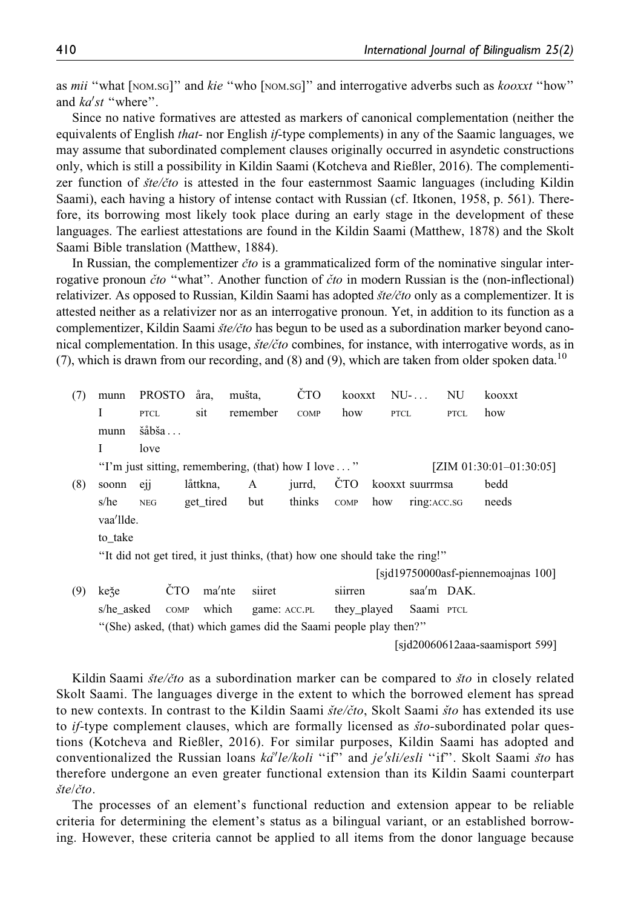as *mii* "what [NOM.SG]" and *kie* "who [NOM.SG]" and interrogative adverbs such as *kooxxt* "how" and *ka'st* "where".

Since no native formatives are attested as markers of canonical complementation (neither the equivalents of English *that*- nor English *if*-type complements) in any of the Saamic languages, we may assume that subordinated complement clauses originally occurred in asyndetic constructions only, which is still a possibility in Kildin Saami (Kotcheva and Rießler, 2016). The complementizer function of *šte/čto* is attested in the four easternmost Saamic languages (including Kildin Saami), each having a history of intense contact with Russian (cf. Itkonen, 1958, p. 561). Therefore, its borrowing most likely took place during an early stage in the development of these languages. The earliest attestations are found in the Kildin Saami (Matthew, 1878) and the Skolt Saami Bible translation (Matthew, 1884).

In Russian, the complementizer *čto* is a grammaticalized form of the nominative singular interrogative pronoun *čto* "what". Another function of *čto* in modern Russian is the (non-inflectional) relativizer. As opposed to Russian, Kildin Saami has adopted *šte/čto* only as a complementizer. It is attested neither as a relativizer nor as an interrogative pronoun. Yet, in addition to its function as a complementizer, Kildin Saami *šte/čto* has begun to be used as a subordination marker beyond canonical complementation. In this usage, *šte/čto* combines, for instance, with interrogative words, as in (7), which is drawn from our recording, and (8) and (9), which are taken from older spoken data.[10]

(7) munn PROSTO åra, mušta, ČTO kooxxt NU-... NU kooxxt munn šåbša...
I PTCL sit remember COMP how PTCL PTCL how I love
"I'm just sitting, remembering, (that) how I love..." [ZIM 01:30:01–01:30:05]

(8) soonn ejj låttkna, A jurrd, ČTO kooxxt suurrmsa bedd vaa'llde.
s/he NEG get_tired but thinks COMP how ring:ACC.SG needs to_take
"It did not get tired, it just thinks, (that) how one should take the ring!"
[sjd19750000asf-piennemoajnas 100]

(9) keǯe ČTO ma'nte siiret siirren saa'm DAK.
s/he_asked COMP which game: ACC.PL they_played Saami PTCL
"(She) asked, (that) which games did the Saami people play then?"
[sjd20060612aaa-saamisport 599]

Kildin Saami *šte/čto* as a subordination marker can be compared to *što* in closely related Skolt Saami. The languages diverge in the extent to which the borrowed element has spread to new contexts. In contrast to the Kildin Saami *šte/čto*, Skolt Saami *što* has extended its use to *if*-type complement clauses, which are formally licensed as *što*-subordinated polar questions (Kotcheva and Rießler, 2016). For similar purposes, Kildin Saami has adopted and conventionalized the Russian loans *kå'le/koli* "if" and *je'sli/esli* "if". Skolt Saami *što* has therefore undergone an even greater functional extension than its Kildin Saami counterpart *šte/čto*.

The processes of an element's functional reduction and extension appear to be reliable criteria for determining the element's status as a bilingual variant, or an established borrowing. However, these criteria cannot be applied to all items from the donor language because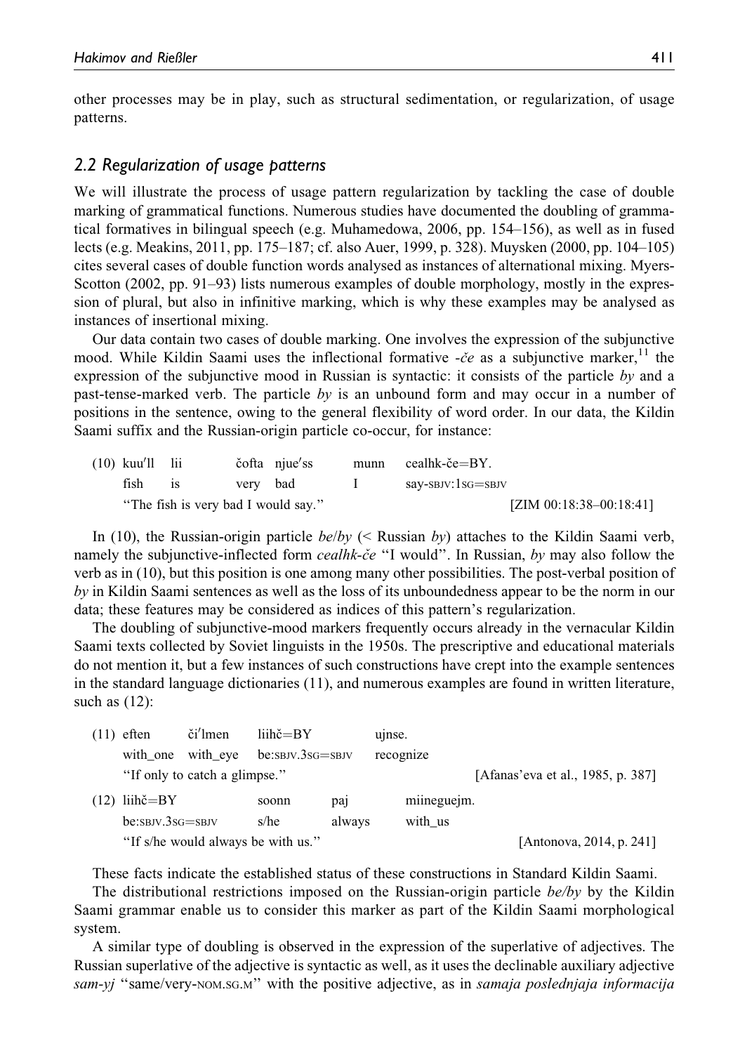other processes may be in play, such as structural sedimentation, or regularization, of usage patterns.

### *2.2 Regularization of usage patterns*

We will illustrate the process of usage pattern regularization by tackling the case of double marking of grammatical functions. Numerous studies have documented the doubling of grammatical formatives in bilingual speech (e.g. Muhamedowa, 2006, pp. 154–156), as well as in fused lects (e.g. Meakins, 2011, pp. 175–187; cf. also Auer, 1999, p. 328). Muysken (2000, pp. 104–105) cites several cases of double function words analysed as instances of alternational mixing. Myers-Scotton (2002, pp. 91–93) lists numerous examples of double morphology, mostly in the expression of plural, but also in infinitive marking, which is why these examples may be analysed as instances of insertional mixing.

Our data contain two cases of double marking. One involves the expression of the subjunctive mood. While Kildin Saami uses the inflectional formative *-če* as a subjunctive marker,[11] the expression of the subjunctive mood in Russian is syntactic: it consists of the particle *by* and a past-tense-marked verb. The particle *by* is an unbound form and may occur in a number of positions in the sentence, owing to the general flexibility of word order. In our data, the Kildin Saami suffix and the Russian-origin particle co-occur, for instance:

(10) kuu′ll lii čofta njue′ss munn cealhk-če=BY.
fish is very bad I say-SBJV:1SG=SBJV
"The fish is very bad I would say." [ZIM 00:18:38–00:18:41]

In (10), the Russian-origin particle *be/by* (< Russian *by*) attaches to the Kildin Saami verb, namely the subjunctive-inflected form *cealhk-če* "I would". In Russian, *by* may also follow the verb as in (10), but this position is one among many other possibilities. The post-verbal position of *by* in Kildin Saami sentences as well as the loss of its unboundedness appear to be the norm in our data; these features may be considered as indices of this pattern's regularization.

The doubling of subjunctive-mood markers frequently occurs already in the vernacular Kildin Saami texts collected by Soviet linguists in the 1950s. The prescriptive and educational materials do not mention it, but a few instances of such constructions have crept into the example sentences in the standard language dictionaries (11), and numerous examples are found in written literature, such as (12):

(11) eften či′lmen liihč=BY ujnse.
with_one with_eye be:SBJV.3SG=SBJV recognize
"If only to catch a glimpse." [Afanas'eva et al., 1985, p. 387]

(12) liihč=BY soonn paj miineguejm.
be:SBJV.3SG=SBJV s/he always with_us
"If s/he would always be with us." [Antonova, 2014, p. 241]

These facts indicate the established status of these constructions in Standard Kildin Saami.

The distributional restrictions imposed on the Russian-origin particle *be/by* by the Kildin Saami grammar enable us to consider this marker as part of the Kildin Saami morphological system.

A similar type of doubling is observed in the expression of the superlative of adjectives. The Russian superlative of the adjective is syntactic as well, as it uses the declinable auxiliary adjective *sam-yj* "same/very-NOM.SG.M" with the positive adjective, as in *samaja poslednjaja informacija*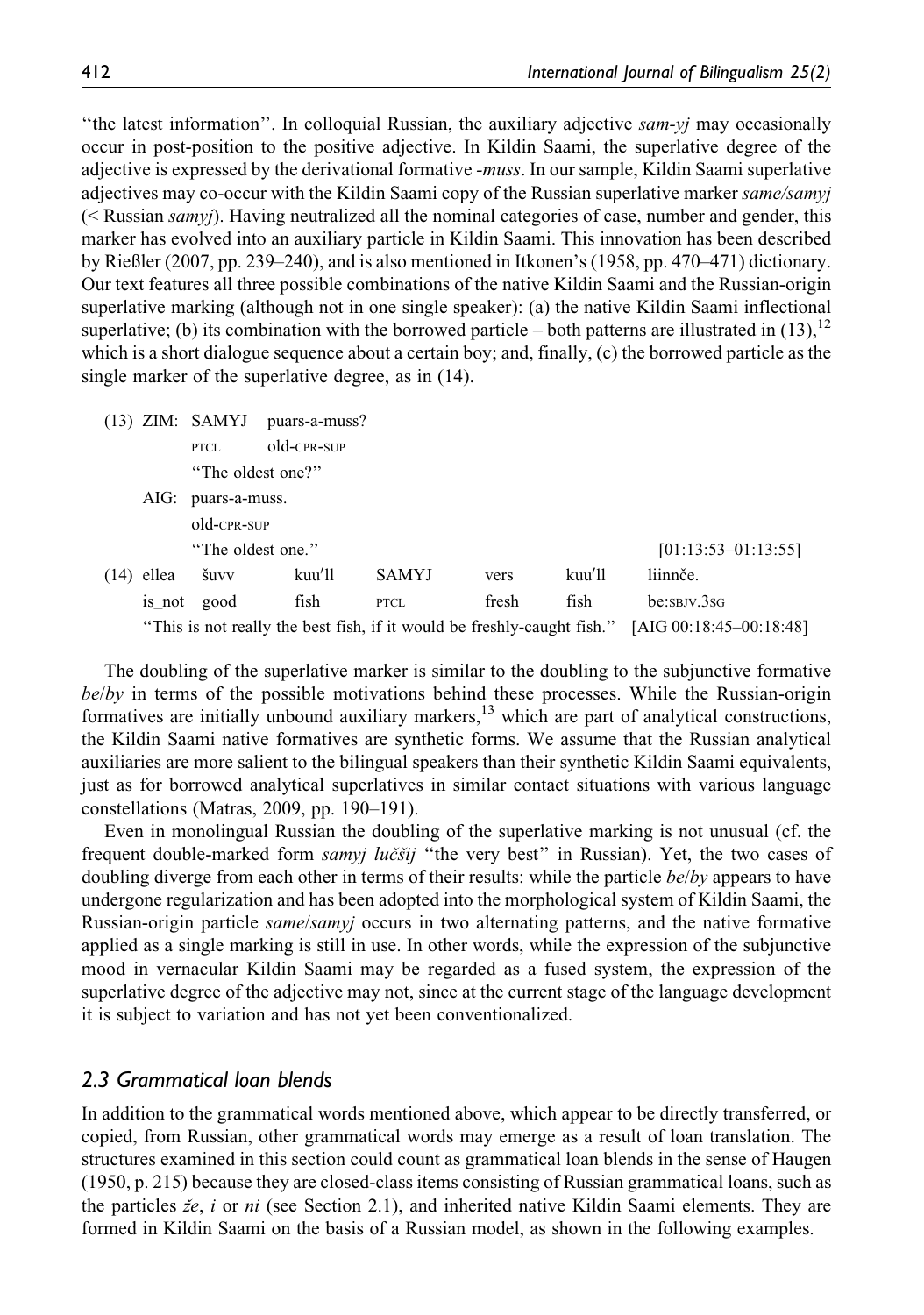"the latest information". In colloquial Russian, the auxiliary adjective *sam-yj* may occasionally occur in post-position to the positive adjective. In Kildin Saami, the superlative degree of the adjective is expressed by the derivational formative *-muss*. In our sample, Kildin Saami superlative adjectives may co-occur with the Kildin Saami copy of the Russian superlative marker *same/samyj* (< Russian *samyj*). Having neutralized all the nominal categories of case, number and gender, this marker has evolved into an auxiliary particle in Kildin Saami. This innovation has been described by Rießler (2007, pp. 239–240), and is also mentioned in Itkonen's (1958, pp. 470–471) dictionary. Our text features all three possible combinations of the native Kildin Saami and the Russian-origin superlative marking (although not in one single speaker): (a) the native Kildin Saami inflectional superlative; (b) its combination with the borrowed particle – both patterns are illustrated in (13),[12] which is a short dialogue sequence about a certain boy; and, finally, (c) the borrowed particle as the single marker of the superlative degree, as in (14).

(13) ZIM: SAMYJ puars-a-muss?
PTCL old-CPR-SUP
"The oldest one?"

AIG: puars-a-muss.
old-CPR-SUP
"The oldest one." [01:13:53–01:13:55]

(14) ellea šuvv kuu'll SAMYJ vers kuu'll liinnče.
is_not good fish PTCL fresh fish be:SBJV.3SG
"This is not really the best fish, if it would be freshly-caught fish." [AIG 00:18:45–00:18:48]

The doubling of the superlative marker is similar to the doubling to the subjunctive formative *be*/*by* in terms of the possible motivations behind these processes. While the Russian-origin formatives are initially unbound auxiliary markers,[13] which are part of analytical constructions, the Kildin Saami native formatives are synthetic forms. We assume that the Russian analytical auxiliaries are more salient to the bilingual speakers than their synthetic Kildin Saami equivalents, just as for borrowed analytical superlatives in similar contact situations with various language constellations (Matras, 2009, pp. 190–191).

Even in monolingual Russian the doubling of the superlative marking is not unusual (cf. the frequent double-marked form *samyj lučšij* "the very best" in Russian). Yet, the two cases of doubling diverge from each other in terms of their results: while the particle *be*/*by* appears to have undergone regularization and has been adopted into the morphological system of Kildin Saami, the Russian-origin particle *same*/*samyj* occurs in two alternating patterns, and the native formative applied as a single marking is still in use. In other words, while the expression of the subjunctive mood in vernacular Kildin Saami may be regarded as a fused system, the expression of the superlative degree of the adjective may not, since at the current stage of the language development it is subject to variation and has not yet been conventionalized.

## 2.3 Grammatical loan blends

In addition to the grammatical words mentioned above, which appear to be directly transferred, or copied, from Russian, other grammatical words may emerge as a result of loan translation. The structures examined in this section could count as grammatical loan blends in the sense of Haugen (1950, p. 215) because they are closed-class items consisting of Russian grammatical loans, such as the particles *že*, *i* or *ni* (see Section 2.1), and inherited native Kildin Saami elements. They are formed in Kildin Saami on the basis of a Russian model, as shown in the following examples.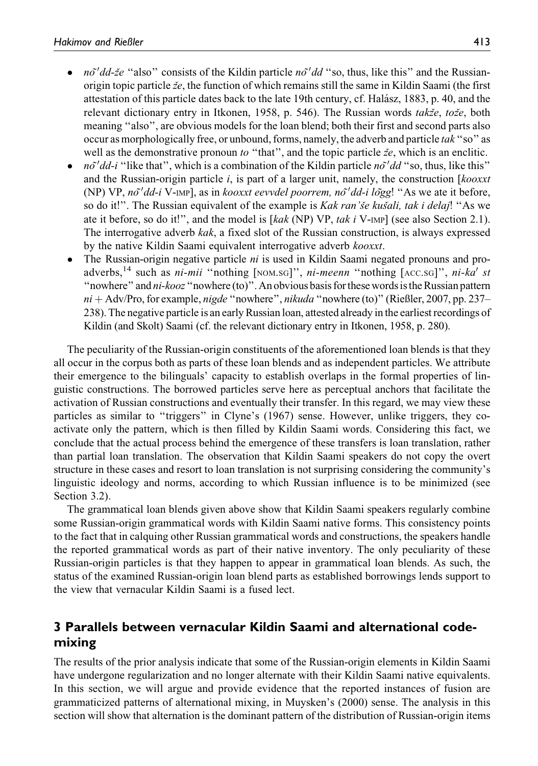- *nõ′dd-že* "also" consists of the Kildin particle *nõ′dd* "so, thus, like this" and the Russian-origin topic particle *že*, the function of which remains still the same in Kildin Saami (the first attestation of this particle dates back to the late 19th century, cf. Halász, 1883, p. 40, and the relevant dictionary entry in Itkonen, 1958, p. 546). The Russian words *takže*, *tože*, both meaning "also", are obvious models for the loan blend; both their first and second parts also occur as morphologically free, or unbound, forms, namely, the adverb and particle *tak* "so" as well as the demonstrative pronoun *to* "that", and the topic particle *že*, which is an enclitic.
- *nõ′dd-i* "like that", which is a combination of the Kildin particle *nõ′dd* "so, thus, like this" and the Russian-origin particle *i*, is part of a larger unit, namely, the construction [*kooxxt* (NP) VP, *nõ′dd-i* V-IMP], as in *kooxxt eevvdel poorrem, nõ′dd-i lõgg*! "As we ate it before, so do it!". The Russian equivalent of the example is *Kak ran'še kušali, tak i delaj*! "As we ate it before, so do it!", and the model is [*kak* (NP) VP, *tak i* V-IMP] (see also Section 2.1). The interrogative adverb *kak*, a fixed slot of the Russian construction, is always expressed by the native Kildin Saami equivalent interrogative adverb *kooxxt*.
- The Russian-origin negative particle *ni* is used in Kildin Saami negated pronouns and pro-adverbs,[14] such as *ni-mii* "nothing [NOM.SG]", *ni-meenn* "nothing [ACC.SG]", *ni-ka′ st* "nowhere" and *ni-kooz* "nowhere (to)". An obvious basis for these words is the Russian pattern *ni* + Adv/Pro, for example, *nigde* "nowhere", *nikuda* "nowhere (to)" (Rießler, 2007, pp. 237–238). The negative particle is an early Russian loan, attested already in the earliest recordings of Kildin (and Skolt) Saami (cf. the relevant dictionary entry in Itkonen, 1958, p. 280).

The peculiarity of the Russian-origin constituents of the aforementioned loan blends is that they all occur in the corpus both as parts of these loan blends and as independent particles. We attribute their emergence to the bilinguals' capacity to establish overlaps in the formal properties of linguistic constructions. The borrowed particles serve here as perceptual anchors that facilitate the activation of Russian constructions and eventually their transfer. In this regard, we may view these particles as similar to "triggers" in Clyne's (1967) sense. However, unlike triggers, they co-activate only the pattern, which is then filled by Kildin Saami words. Considering this fact, we conclude that the actual process behind the emergence of these transfers is loan translation, rather than partial loan translation. The observation that Kildin Saami speakers do not copy the overt structure in these cases and resort to loan translation is not surprising considering the community's linguistic ideology and norms, according to which Russian influence is to be minimized (see Section 3.2).

The grammatical loan blends given above show that Kildin Saami speakers regularly combine some Russian-origin grammatical words with Kildin Saami native forms. This consistency points to the fact that in calquing other Russian grammatical words and constructions, the speakers handle the reported grammatical words as part of their native inventory. The only peculiarity of these Russian-origin particles is that they happen to appear in grammatical loan blends. As such, the status of the examined Russian-origin loan blend parts as established borrowings lends support to the view that vernacular Kildin Saami is a fused lect.

## 3 Parallels between vernacular Kildin Saami and alternational code-mixing

The results of the prior analysis indicate that some of the Russian-origin elements in Kildin Saami have undergone regularization and no longer alternate with their Kildin Saami native equivalents. In this section, we will argue and provide evidence that the reported instances of fusion are grammaticized patterns of alternational mixing, in Muysken's (2000) sense. The analysis in this section will show that alternation is the dominant pattern of the distribution of Russian-origin items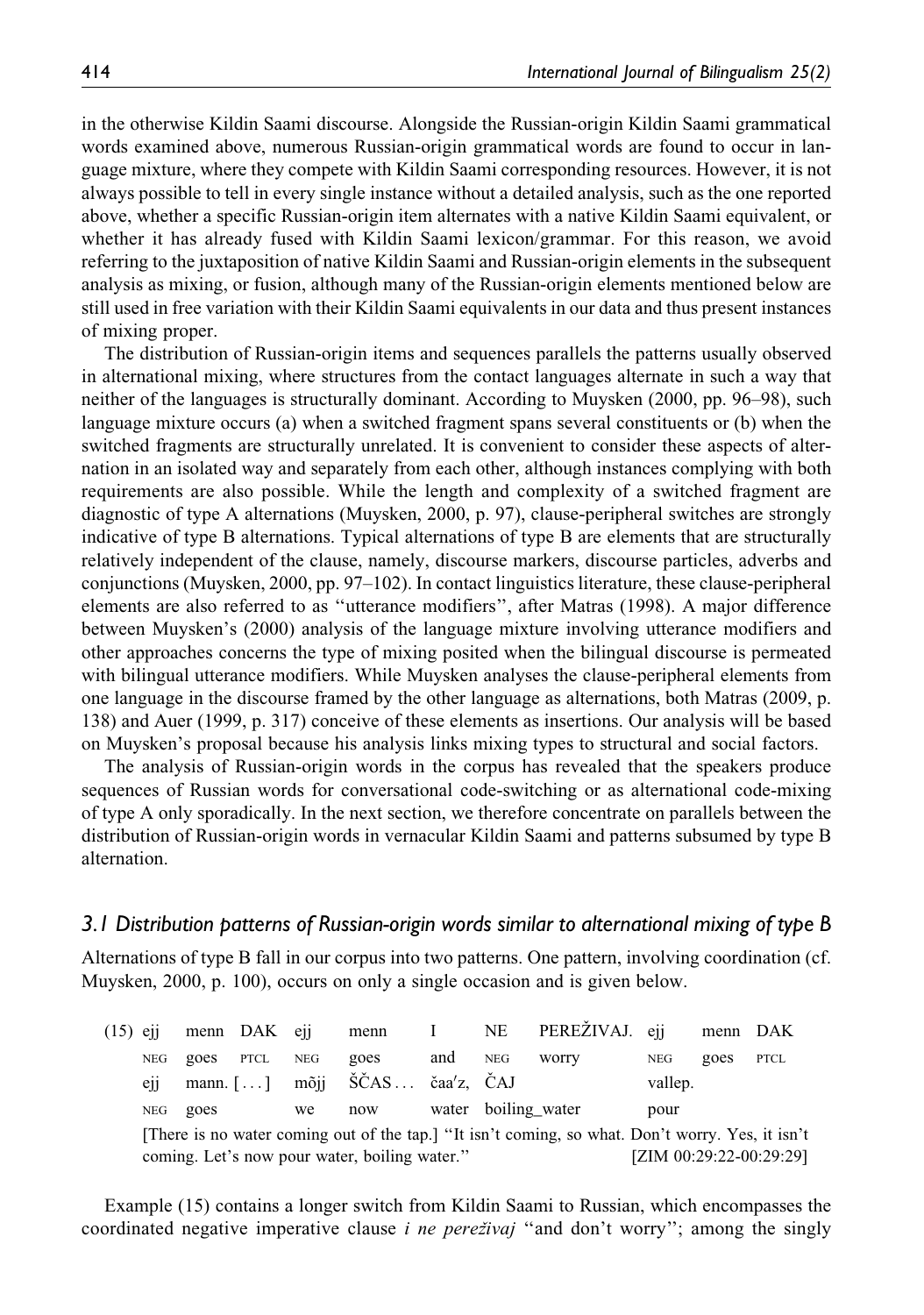in the otherwise Kildin Saami discourse. Alongside the Russian-origin Kildin Saami grammatical words examined above, numerous Russian-origin grammatical words are found to occur in language mixture, where they compete with Kildin Saami corresponding resources. However, it is not always possible to tell in every single instance without a detailed analysis, such as the one reported above, whether a specific Russian-origin item alternates with a native Kildin Saami equivalent, or whether it has already fused with Kildin Saami lexicon/grammar. For this reason, we avoid referring to the juxtaposition of native Kildin Saami and Russian-origin elements in the subsequent analysis as mixing, or fusion, although many of the Russian-origin elements mentioned below are still used in free variation with their Kildin Saami equivalents in our data and thus present instances of mixing proper.

The distribution of Russian-origin items and sequences parallels the patterns usually observed in alternational mixing, where structures from the contact languages alternate in such a way that neither of the languages is structurally dominant. According to Muysken (2000, pp. 96–98), such language mixture occurs (a) when a switched fragment spans several constituents or (b) when the switched fragments are structurally unrelated. It is convenient to consider these aspects of alternation in an isolated way and separately from each other, although instances complying with both requirements are also possible. While the length and complexity of a switched fragment are diagnostic of type A alternations (Muysken, 2000, p. 97), clause-peripheral switches are strongly indicative of type B alternations. Typical alternations of type B are elements that are structurally relatively independent of the clause, namely, discourse markers, discourse particles, adverbs and conjunctions (Muysken, 2000, pp. 97–102). In contact linguistics literature, these clause-peripheral elements are also referred to as "utterance modifiers", after Matras (1998). A major difference between Muysken's (2000) analysis of the language mixture involving utterance modifiers and other approaches concerns the type of mixing posited when the bilingual discourse is permeated with bilingual utterance modifiers. While Muysken analyses the clause-peripheral elements from one language in the discourse framed by the other language as alternations, both Matras (2009, p. 138) and Auer (1999, p. 317) conceive of these elements as insertions. Our analysis will be based on Muysken's proposal because his analysis links mixing types to structural and social factors.

The analysis of Russian-origin words in the corpus has revealed that the speakers produce sequences of Russian words for conversational code-switching or as alternational code-mixing of type A only sporadically. In the next section, we therefore concentrate on parallels between the distribution of Russian-origin words in vernacular Kildin Saami and patterns subsumed by type B alternation.

### *3.1 Distribution patterns of Russian-origin words similar to alternational mixing of type B*

Alternations of type B fall in our corpus into two patterns. One pattern, involving coordination (cf. Muysken, 2000, p. 100), occurs on only a single occasion and is given below.

(15) ejj menn DAK ejj menn I NE PEREŽIVAJ. ejj menn DAK
NEG goes PTCL NEG goes and NEG worry NEG goes PTCL
ejj mann. [...] mõjj ŠČAS... čaa′z, ČAJ vallep.
NEG goes we now water boiling_water pour
[There is no water coming out of the tap.] "It isn't coming, so what. Don't worry. Yes, it isn't coming. Let's now pour water, boiling water." [ZIM 00:29:22-00:29:29]

Example (15) contains a longer switch from Kildin Saami to Russian, which encompasses the coordinated negative imperative clause *i ne pereživaj* "and don't worry"; among the singly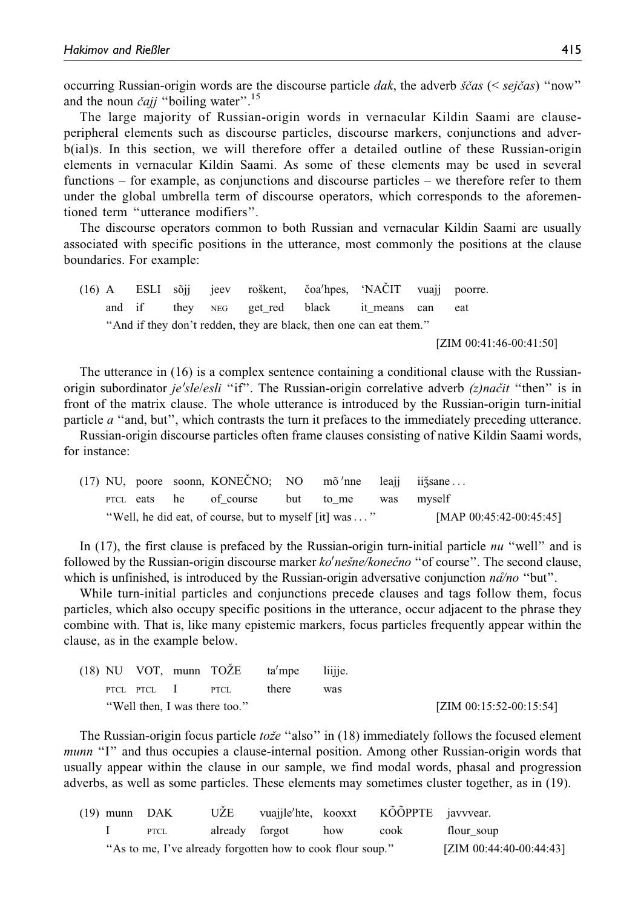occurring Russian-origin words are the discourse particle *dak*, the adverb *ščas* (< *sejčas*) "now" and the noun *čajj* "boiling water".[15]

The large majority of Russian-origin words in vernacular Kildin Saami are clause-peripheral elements such as discourse particles, discourse markers, conjunctions and adverb(ial)s. In this section, we will therefore offer a detailed outline of these Russian-origin elements in vernacular Kildin Saami. As some of these elements may be used in several functions – for example, as conjunctions and discourse particles – we therefore refer to them under the global umbrella term of discourse operators, which corresponds to the aforementioned term "utterance modifiers".

The discourse operators common to both Russian and vernacular Kildin Saami are usually associated with specific positions in the utterance, most commonly the positions at the clause boundaries. For example:

(16)

| A | ESLI | sõjj | jeev | roškent, | čoaʹhpes, | 'NAČIT | vuajj | poorre. |
|---|---|---|---|---|---|---|---|---|
| and | if | they | NEG | get_red | black | it_means | can | eat |

"And if they don't redden, they are black, then one can eat them."

[ZIM 00:41:46-00:41:50]

The utterance in (16) is a complex sentence containing a conditional clause with the Russian-origin subordinator *jeʹsle*/*esli* "if". The Russian-origin correlative adverb *(z)načit* "then" is in front of the matrix clause. The whole utterance is introduced by the Russian-origin turn-initial particle *a* "and, but", which contrasts the turn it prefaces to the immediately preceding utterance.

Russian-origin discourse particles often frame clauses consisting of native Kildin Saami words, for instance:

(17)

| NU, | poore | soonn, | KONEČNO; | NO | mõʹnne | leajj | iiʒsane . . . |
|---|---|---|---|---|---|---|---|
| PTCL | eats | he | of_course | but | to_me | was | myself |

"Well, he did eat, of course, but to myself [it] was . . . " [MAP 00:45:42-00:45:45]

In (17), the first clause is prefaced by the Russian-origin turn-initial particle *nu* "well" and is followed by the Russian-origin discourse marker *koʹnešne/konečno* "of course". The second clause, which is unfinished, is introduced by the Russian-origin adversative conjunction *nå/no* "but".

While turn-initial particles and conjunctions precede clauses and tags follow them, focus particles, which also occupy specific positions in the utterance, occur adjacent to the phrase they combine with. That is, like many epistemic markers, focus particles frequently appear within the clause, as in the example below.

(18)

| NU | VOT, | munn | TOŽE | taʹmpe | liijje. |
|---|---|---|---|---|---|
| PTCL | PTCL | I | PTCL | there | was |

"Well then, I was there too." [ZIM 00:15:52-00:15:54]

The Russian-origin focus particle *tože* "also" in (18) immediately follows the focused element *munn* "I" and thus occupies a clause-internal position. Among other Russian-origin words that usually appear within the clause in our sample, we find modal words, phasal and progression adverbs, as well as some particles. These elements may sometimes cluster together, as in (19).

(19)

| munn | DAK | UŽE | vuajjleʹhte, | kooxxt | KÕÕPPTE | javvvear. |
|---|---|---|---|---|---|---|
| I | PTCL | already | forgot | how | cook | flour_soup |

"As to me, I've already forgotten how to cook flour soup." [ZIM 00:44:40-00:44:43]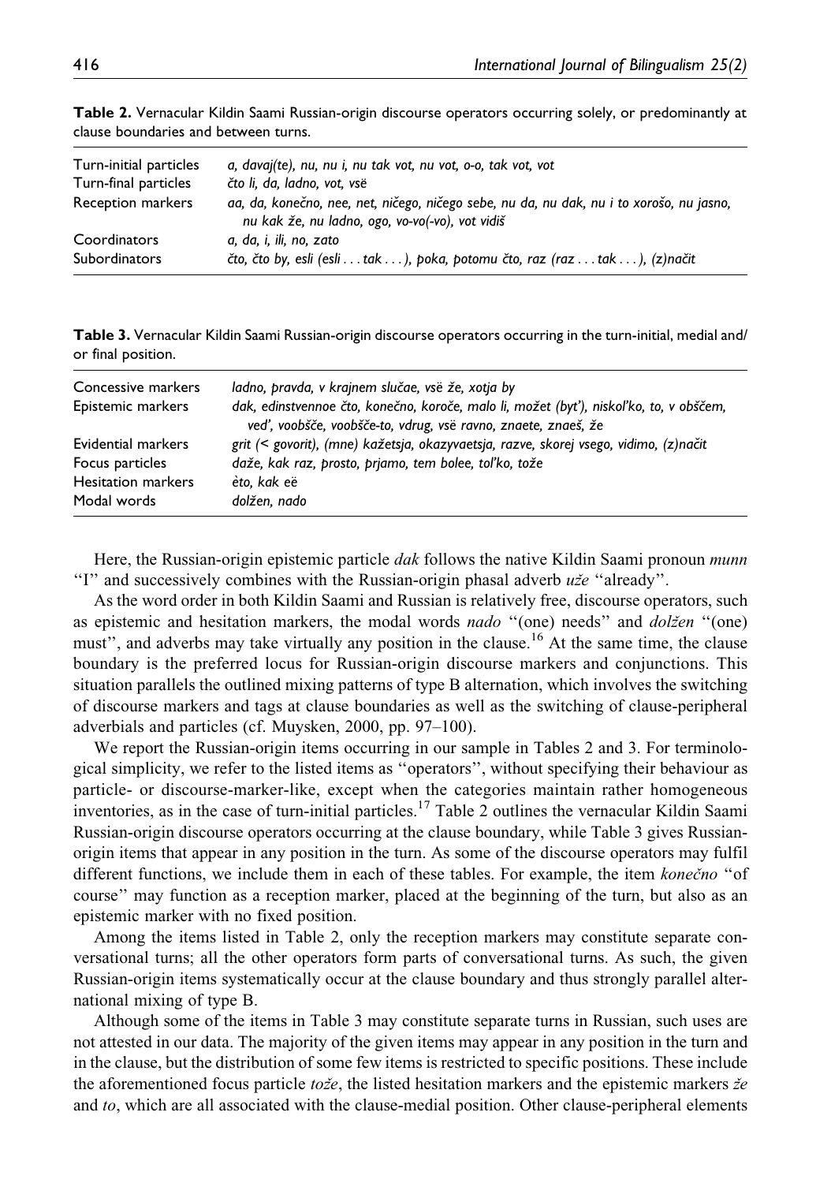**Table 2.** Vernacular Kildin Saami Russian-origin discourse operators occurring solely, or predominantly at clause boundaries and between turns.

| | |
|---|---|
| Turn-initial particles | *a, davaj(te), nu, nu i, nu tak vot, nu vot, o-o, tak vot, vot* |
| Turn-final particles | *čto li, da, ladno, vot, vsë* |
| Reception markers | *aa, da, konečno, nee, net, ničego, ničego sebe, nu da, nu dak, nu i to xorošo, nu jasno, nu kak že, nu ladno, ogo, vo-vo(-vo), vot vidiš* |
| Coordinators | *a, da, i, ili, no, zato* |
| Subordinators | *čto, čto by, esli (esli . . . tak . . . ), poka, potomu čto, raz (raz . . . tak . . . ), (z)načit* |

**Table 3.** Vernacular Kildin Saami Russian-origin discourse operators occurring in the turn-initial, medial and/or final position.

| | |
|---|---|
| Concessive markers | *ladno, pravda, v krajnem slučae, vsë že, xotja by* |
| Epistemic markers | *dak, edinstvennoe čto, konečno, koroče, malo li, možet (byt'), niskol'ko, to, v obščem, ved', voobšče, voobšče-to, vdrug, vsë ravno, znaete, znaeš, že* |
| Evidential markers | *grit (< govorit), (mne) kažetsja, okazyvaetsja, razve, skorej vsego, vidimo, (z)načit* |
| Focus particles | *daže, kak raz, prosto, prjamo, tem bolee, tol'ko, tože* |
| Hesitation markers | *èto, kak eë* |
| Modal words | *dolžen, nado* |

Here, the Russian-origin epistemic particle *dak* follows the native Kildin Saami pronoun *munn* ''I'' and successively combines with the Russian-origin phasal adverb *uže* ''already''.

As the word order in both Kildin Saami and Russian is relatively free, discourse operators, such as epistemic and hesitation markers, the modal words *nado* ''(one) needs'' and *dolžen* ''(one) must'', and adverbs may take virtually any position in the clause.[16] At the same time, the clause boundary is the preferred locus for Russian-origin discourse markers and conjunctions. This situation parallels the outlined mixing patterns of type B alternation, which involves the switching of discourse markers and tags at clause boundaries as well as the switching of clause-peripheral adverbials and particles (cf. Muysken, 2000, pp. 97–100).

We report the Russian-origin items occurring in our sample in Tables 2 and 3. For terminological simplicity, we refer to the listed items as ''operators'', without specifying their behaviour as particle- or discourse-marker-like, except when the categories maintain rather homogeneous inventories, as in the case of turn-initial particles.[17] Table 2 outlines the vernacular Kildin Saami Russian-origin discourse operators occurring at the clause boundary, while Table 3 gives Russian-origin items that appear in any position in the turn. As some of the discourse operators may fulfil different functions, we include them in each of these tables. For example, the item *konečno* ''of course'' may function as a reception marker, placed at the beginning of the turn, but also as an epistemic marker with no fixed position.

Among the items listed in Table 2, only the reception markers may constitute separate conversational turns; all the other operators form parts of conversational turns. As such, the given Russian-origin items systematically occur at the clause boundary and thus strongly parallel alternational mixing of type B.

Although some of the items in Table 3 may constitute separate turns in Russian, such uses are not attested in our data. The majority of the given items may appear in any position in the turn and in the clause, but the distribution of some few items is restricted to specific positions. These include the aforementioned focus particle *tože*, the listed hesitation markers and the epistemic markers *že* and *to*, which are all associated with the clause-medial position. Other clause-peripheral elements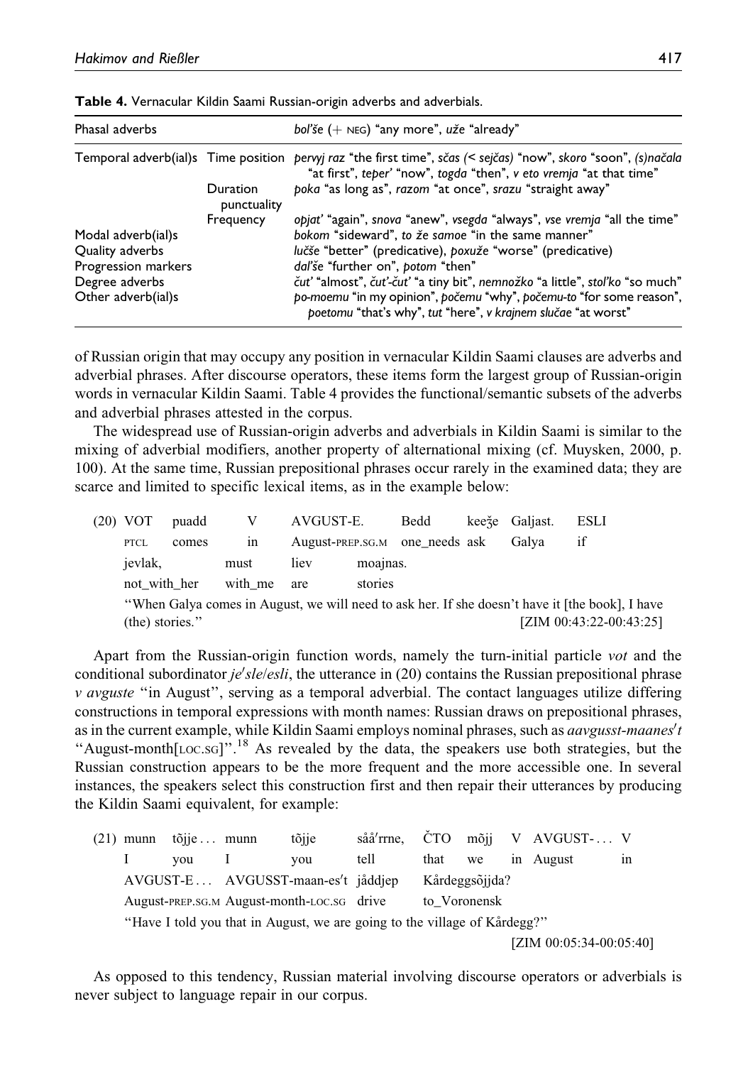**Table 4.** Vernacular Kildin Saami Russian-origin adverbs and adverbials.

| Phasal adverbs | | *bol'še* (+ NEG) "any more", *uže* "already" |
|---|---|---|
| Temporal adverb(ial)s | Time position | *pervyj raz* "the first time", *sčas* (< *sejčas*) "now", *skoro* "soon", *(s)načala* "at first", *teper'* "now", *togda* "then", *v eto vremja* "at that time" |
| | Duration punctuality | *poka* "as long as", *razom* "at once", *srazu* "straight away" |
| | Frequency | *opjat'* "again", *snova* "anew", *vsegda* "always", *vse vremja* "all the time" |
| Modal adverb(ial)s | | *bokom* "sideward", *to že samoe* "in the same manner" |
| Quality adverbs | | *lučše* "better" (predicative), *poxuže* "worse" (predicative) |
| Progression markers | | *dal'še* "further on", *potom* "then" |
| Degree adverbs | | *čut'* "almost", *čut'-čut'* "a tiny bit", *nemnožko* "a little", *stol'ko* "so much" |
| Other adverb(ial)s | | *po-moemu* "in my opinion", *počemu* "why", *počemu-to* "for some reason", *poetomu* "that's why", *tut* "here", *v krajnem slučae* "at worst" |

of Russian origin that may occupy any position in vernacular Kildin Saami clauses are adverbs and adverbial phrases. After discourse operators, these items form the largest group of Russian-origin words in vernacular Kildin Saami. Table 4 provides the functional/semantic subsets of the adverbs and adverbial phrases attested in the corpus.

The widespread use of Russian-origin adverbs and adverbials in Kildin Saami is similar to the mixing of adverbial modifiers, another property of alternational mixing (cf. Muysken, 2000, p. 100). At the same time, Russian prepositional phrases occur rarely in the examined data; they are scarce and limited to specific lexical items, as in the example below:

(20) VOT puadd V AVGUST-E. Bedd keeǯe Galjast. ESLI
PTCL comes in August-PREP.SG.M one_needs ask Galya if
jevlak, must liev moajnas.
not_with_her with_me are stories
''When Galya comes in August, we will need to ask her. If she doesn't have it [the book], I have (the) stories.'' [ZIM 00:43:22-00:43:25]

Apart from the Russian-origin function words, namely the turn-initial particle *vot* and the conditional subordinator *je*ʹ*sle*/*esli*, the utterance in (20) contains the Russian prepositional phrase *v avguste* ''in August'', serving as a temporal adverbial. The contact languages utilize differing constructions in temporal expressions with month names: Russian draws on prepositional phrases, as in the current example, while Kildin Saami employs nominal phrases, such as *aavgusst-maanes*ʹ*t* ''August-month[LOC.SG]''.[18] As revealed by the data, the speakers use both strategies, but the Russian construction appears to be the more frequent and the more accessible one. In several instances, the speakers select this construction first and then repair their utterances by producing the Kildin Saami equivalent, for example:

(21) munn tõjje… munn tõjje sååʹrne, ČTO mõjj V AVGUST-… V
I you I you tell that we in August in
AVGUST-E… AVGUSST-maan-esʹt jåddjep Kårdeggsõjjda?
August-PREP.SG.M August-month-LOC.SG drive to_Voronensk
''Have I told you that in August, we are going to the village of Kårdegg?''
[ZIM 00:05:34-00:05:40]

As opposed to this tendency, Russian material involving discourse operators or adverbials is never subject to language repair in our corpus.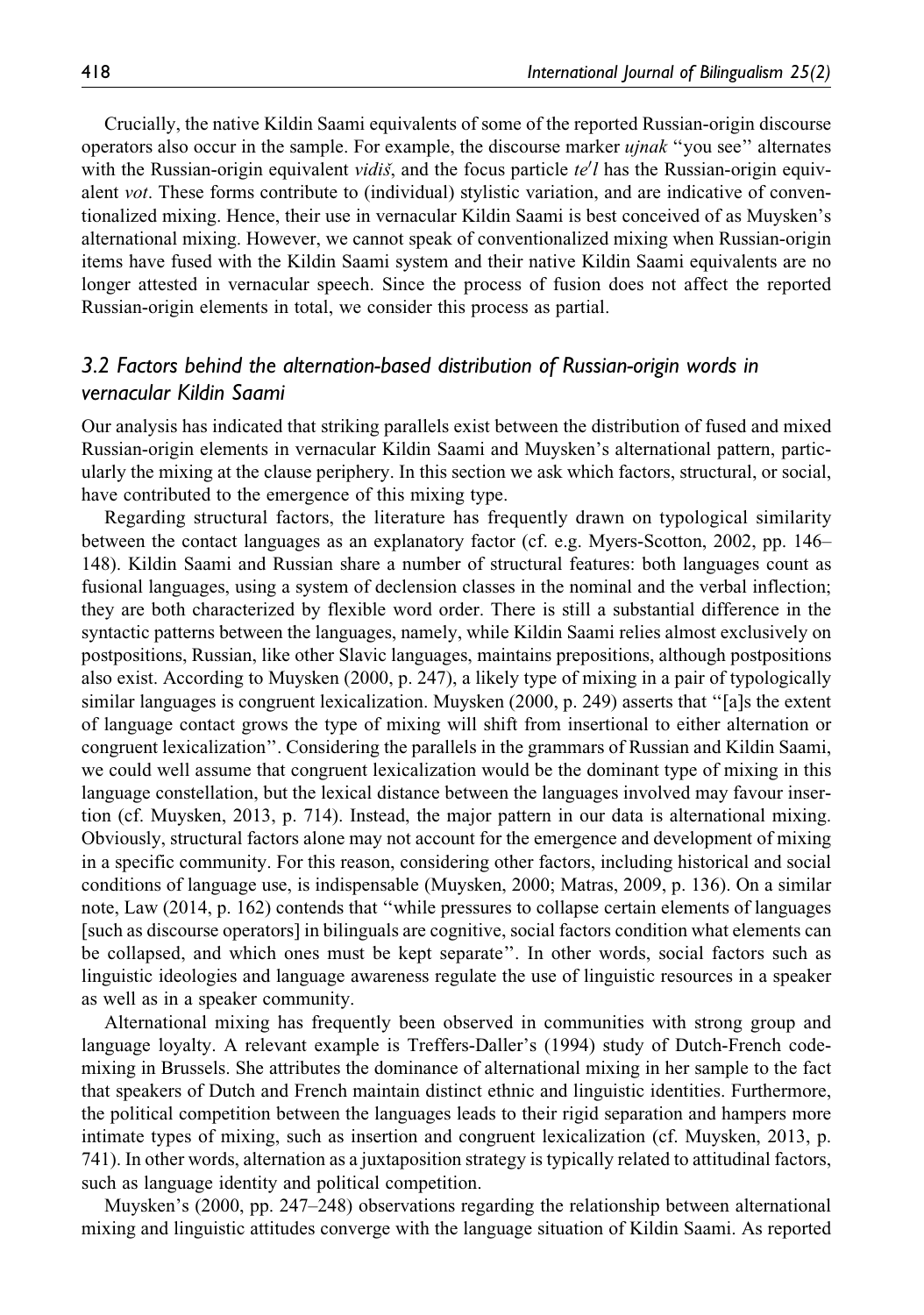Crucially, the native Kildin Saami equivalents of some of the reported Russian-origin discourse operators also occur in the sample. For example, the discourse marker *ujnak* "you see" alternates with the Russian-origin equivalent *vidiš*, and the focus particle *te'l* has the Russian-origin equivalent *vot*. These forms contribute to (individual) stylistic variation, and are indicative of conventionalized mixing. Hence, their use in vernacular Kildin Saami is best conceived of as Muysken's alternational mixing. However, we cannot speak of conventionalized mixing when Russian-origin items have fused with the Kildin Saami system and their native Kildin Saami equivalents are no longer attested in vernacular speech. Since the process of fusion does not affect the reported Russian-origin elements in total, we consider this process as partial.

### *3.2 Factors behind the alternation-based distribution of Russian-origin words in vernacular Kildin Saami*

Our analysis has indicated that striking parallels exist between the distribution of fused and mixed Russian-origin elements in vernacular Kildin Saami and Muysken's alternational pattern, particularly the mixing at the clause periphery. In this section we ask which factors, structural, or social, have contributed to the emergence of this mixing type.

Regarding structural factors, the literature has frequently drawn on typological similarity between the contact languages as an explanatory factor (cf. e.g. Myers-Scotton, 2002, pp. 146–148). Kildin Saami and Russian share a number of structural features: both languages count as fusional languages, using a system of declension classes in the nominal and the verbal inflection; they are both characterized by flexible word order. There is still a substantial difference in the syntactic patterns between the languages, namely, while Kildin Saami relies almost exclusively on postpositions, Russian, like other Slavic languages, maintains prepositions, although postpositions also exist. According to Muysken (2000, p. 247), a likely type of mixing in a pair of typologically similar languages is congruent lexicalization. Muysken (2000, p. 249) asserts that "[a]s the extent of language contact grows the type of mixing will shift from insertional to either alternation or congruent lexicalization". Considering the parallels in the grammars of Russian and Kildin Saami, we could well assume that congruent lexicalization would be the dominant type of mixing in this language constellation, but the lexical distance between the languages involved may favour insertion (cf. Muysken, 2013, p. 714). Instead, the major pattern in our data is alternational mixing. Obviously, structural factors alone may not account for the emergence and development of mixing in a specific community. For this reason, considering other factors, including historical and social conditions of language use, is indispensable (Muysken, 2000; Matras, 2009, p. 136). On a similar note, Law (2014, p. 162) contends that "while pressures to collapse certain elements of languages [such as discourse operators] in bilinguals are cognitive, social factors condition what elements can be collapsed, and which ones must be kept separate". In other words, social factors such as linguistic ideologies and language awareness regulate the use of linguistic resources in a speaker as well as in a speaker community.

Alternational mixing has frequently been observed in communities with strong group and language loyalty. A relevant example is Treffers-Daller's (1994) study of Dutch-French code-mixing in Brussels. She attributes the dominance of alternational mixing in her sample to the fact that speakers of Dutch and French maintain distinct ethnic and linguistic identities. Furthermore, the political competition between the languages leads to their rigid separation and hampers more intimate types of mixing, such as insertion and congruent lexicalization (cf. Muysken, 2013, p. 741). In other words, alternation as a juxtaposition strategy is typically related to attitudinal factors, such as language identity and political competition.

Muysken's (2000, pp. 247–248) observations regarding the relationship between alternational mixing and linguistic attitudes converge with the language situation of Kildin Saami. As reported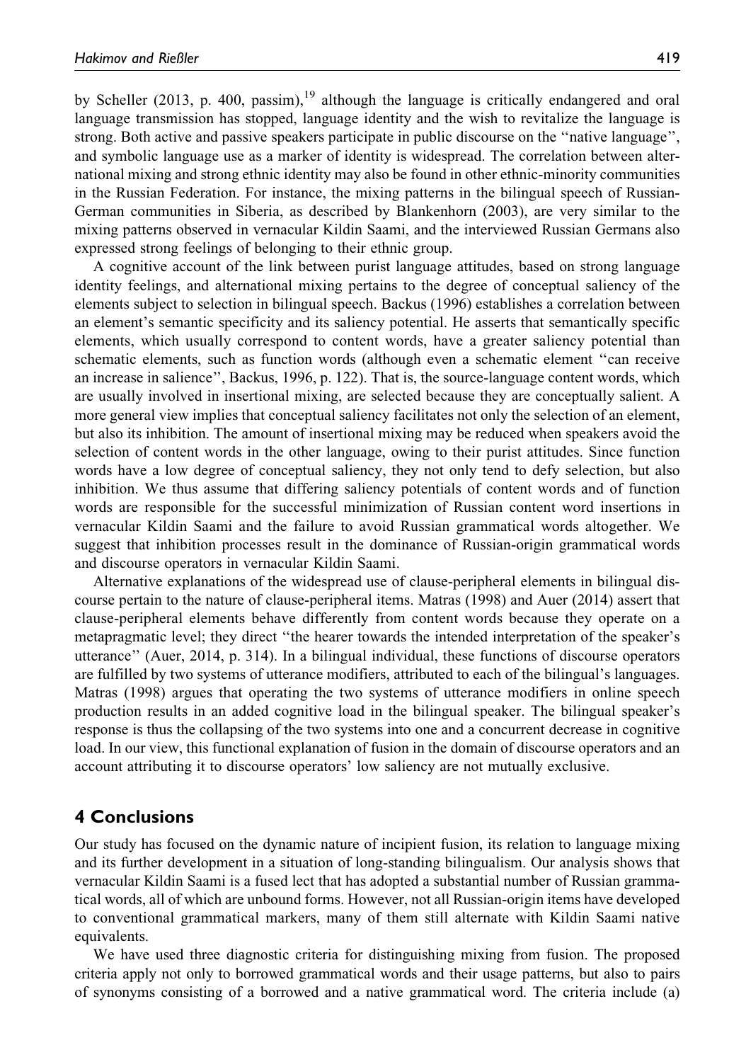by Scheller (2013, p. 400, passim),[19] although the language is critically endangered and oral language transmission has stopped, language identity and the wish to revitalize the language is strong. Both active and passive speakers participate in public discourse on the ''native language'', and symbolic language use as a marker of identity is widespread. The correlation between alternational mixing and strong ethnic identity may also be found in other ethnic-minority communities in the Russian Federation. For instance, the mixing patterns in the bilingual speech of Russian-German communities in Siberia, as described by Blankenhorn (2003), are very similar to the mixing patterns observed in vernacular Kildin Saami, and the interviewed Russian Germans also expressed strong feelings of belonging to their ethnic group.

A cognitive account of the link between purist language attitudes, based on strong language identity feelings, and alternational mixing pertains to the degree of conceptual saliency of the elements subject to selection in bilingual speech. Backus (1996) establishes a correlation between an element's semantic specificity and its saliency potential. He asserts that semantically specific elements, which usually correspond to content words, have a greater saliency potential than schematic elements, such as function words (although even a schematic element ''can receive an increase in salience'', Backus, 1996, p. 122). That is, the source-language content words, which are usually involved in insertional mixing, are selected because they are conceptually salient. A more general view implies that conceptual saliency facilitates not only the selection of an element, but also its inhibition. The amount of insertional mixing may be reduced when speakers avoid the selection of content words in the other language, owing to their purist attitudes. Since function words have a low degree of conceptual saliency, they not only tend to defy selection, but also inhibition. We thus assume that differing saliency potentials of content words and of function words are responsible for the successful minimization of Russian content word insertions in vernacular Kildin Saami and the failure to avoid Russian grammatical words altogether. We suggest that inhibition processes result in the dominance of Russian-origin grammatical words and discourse operators in vernacular Kildin Saami.

Alternative explanations of the widespread use of clause-peripheral elements in bilingual discourse pertain to the nature of clause-peripheral items. Matras (1998) and Auer (2014) assert that clause-peripheral elements behave differently from content words because they operate on a metapragmatic level; they direct ''the hearer towards the intended interpretation of the speaker's utterance'' (Auer, 2014, p. 314). In a bilingual individual, these functions of discourse operators are fulfilled by two systems of utterance modifiers, attributed to each of the bilingual's languages. Matras (1998) argues that operating the two systems of utterance modifiers in online speech production results in an added cognitive load in the bilingual speaker. The bilingual speaker's response is thus the collapsing of the two systems into one and a concurrent decrease in cognitive load. In our view, this functional explanation of fusion in the domain of discourse operators and an account attributing it to discourse operators' low saliency are not mutually exclusive.

## 4 Conclusions

Our study has focused on the dynamic nature of incipient fusion, its relation to language mixing and its further development in a situation of long-standing bilingualism. Our analysis shows that vernacular Kildin Saami is a fused lect that has adopted a substantial number of Russian grammatical words, all of which are unbound forms. However, not all Russian-origin items have developed to conventional grammatical markers, many of them still alternate with Kildin Saami native equivalents.

We have used three diagnostic criteria for distinguishing mixing from fusion. The proposed criteria apply not only to borrowed grammatical words and their usage patterns, but also to pairs of synonyms consisting of a borrowed and a native grammatical word. The criteria include (a)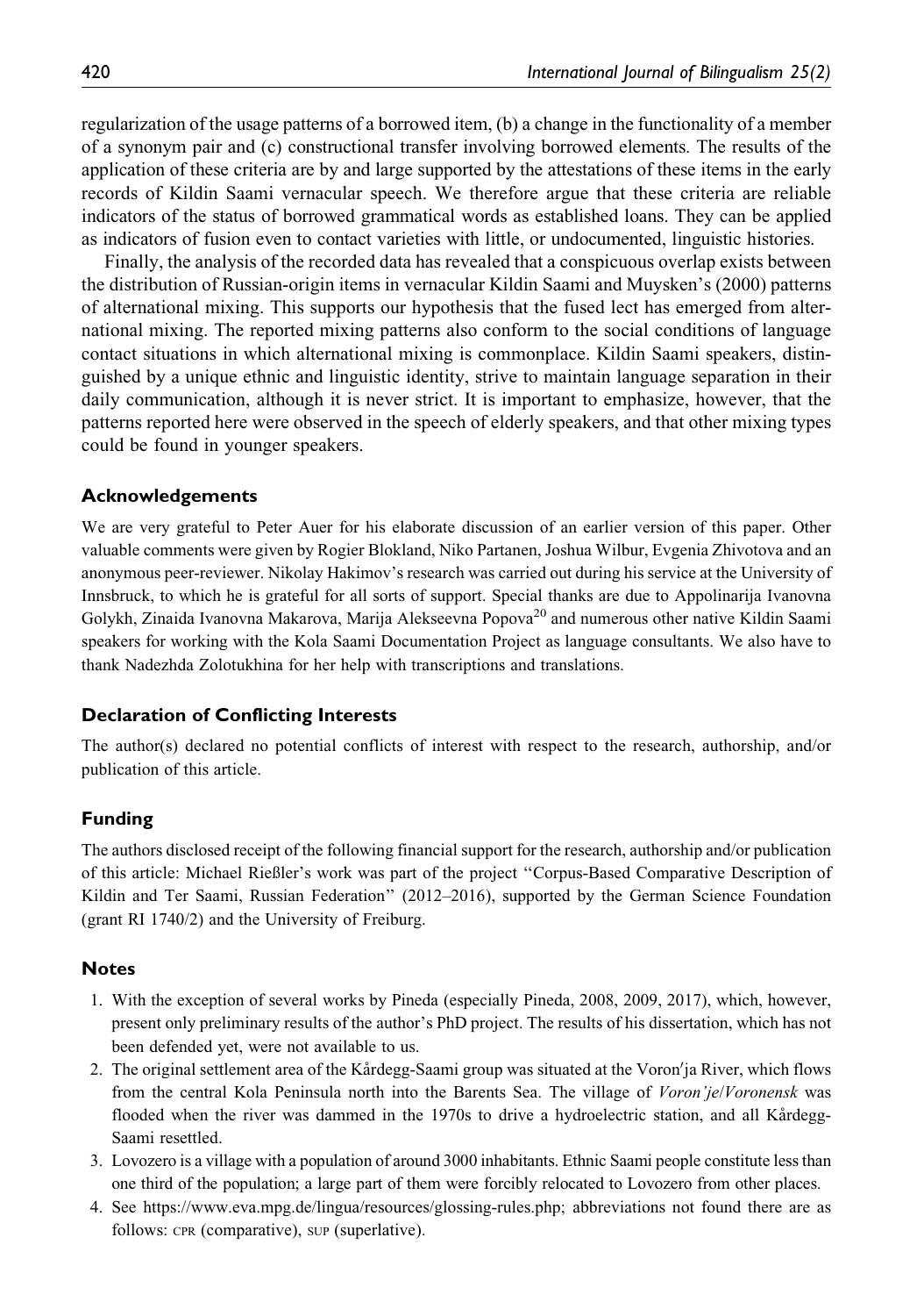regularization of the usage patterns of a borrowed item, (b) a change in the functionality of a member of a synonym pair and (c) constructional transfer involving borrowed elements. The results of the application of these criteria are by and large supported by the attestations of these items in the early records of Kildin Saami vernacular speech. We therefore argue that these criteria are reliable indicators of the status of borrowed grammatical words as established loans. They can be applied as indicators of fusion even to contact varieties with little, or undocumented, linguistic histories.

Finally, the analysis of the recorded data has revealed that a conspicuous overlap exists between the distribution of Russian-origin items in vernacular Kildin Saami and Muysken's (2000) patterns of alternational mixing. This supports our hypothesis that the fused lect has emerged from alternational mixing. The reported mixing patterns also conform to the social conditions of language contact situations in which alternational mixing is commonplace. Kildin Saami speakers, distinguished by a unique ethnic and linguistic identity, strive to maintain language separation in their daily communication, although it is never strict. It is important to emphasize, however, that the patterns reported here were observed in the speech of elderly speakers, and that other mixing types could be found in younger speakers.

## Acknowledgements

We are very grateful to Peter Auer for his elaborate discussion of an earlier version of this paper. Other valuable comments were given by Rogier Blokland, Niko Partanen, Joshua Wilbur, Evgenia Zhivotova and an anonymous peer-reviewer. Nikolay Hakimov's research was carried out during his service at the University of Innsbruck, to which he is grateful for all sorts of support. Special thanks are due to Appolinarija Ivanovna Golykh, Zinaida Ivanovna Makarova, Marija Alekseevna Popova[20] and numerous other native Kildin Saami speakers for working with the Kola Saami Documentation Project as language consultants. We also have to thank Nadezhda Zolotukhina for her help with transcriptions and translations.

## Declaration of Conflicting Interests

The author(s) declared no potential conflicts of interest with respect to the research, authorship, and/or publication of this article.

## Funding

The authors disclosed receipt of the following financial support for the research, authorship and/or publication of this article: Michael Rießler's work was part of the project "Corpus-Based Comparative Description of Kildin and Ter Saami, Russian Federation" (2012–2016), supported by the German Science Foundation (grant RI 1740/2) and the University of Freiburg.

## Notes

1. With the exception of several works by Pineda (especially Pineda, 2008, 2009, 2017), which, however, present only preliminary results of the author's PhD project. The results of his dissertation, which has not been defended yet, were not available to us.
2. The original settlement area of the Kårdegg-Saami group was situated at the Voron′ja River, which flows from the central Kola Peninsula north into the Barents Sea. The village of *Voron'je/Voronensk* was flooded when the river was dammed in the 1970s to drive a hydroelectric station, and all Kårdegg-Saami resettled.
3. Lovozero is a village with a population of around 3000 inhabitants. Ethnic Saami people constitute less than one third of the population; a large part of them were forcibly relocated to Lovozero from other places.
4. See https://www.eva.mpg.de/lingua/resources/glossing-rules.php; abbreviations not found there are as follows: CPR (comparative), SUP (superlative).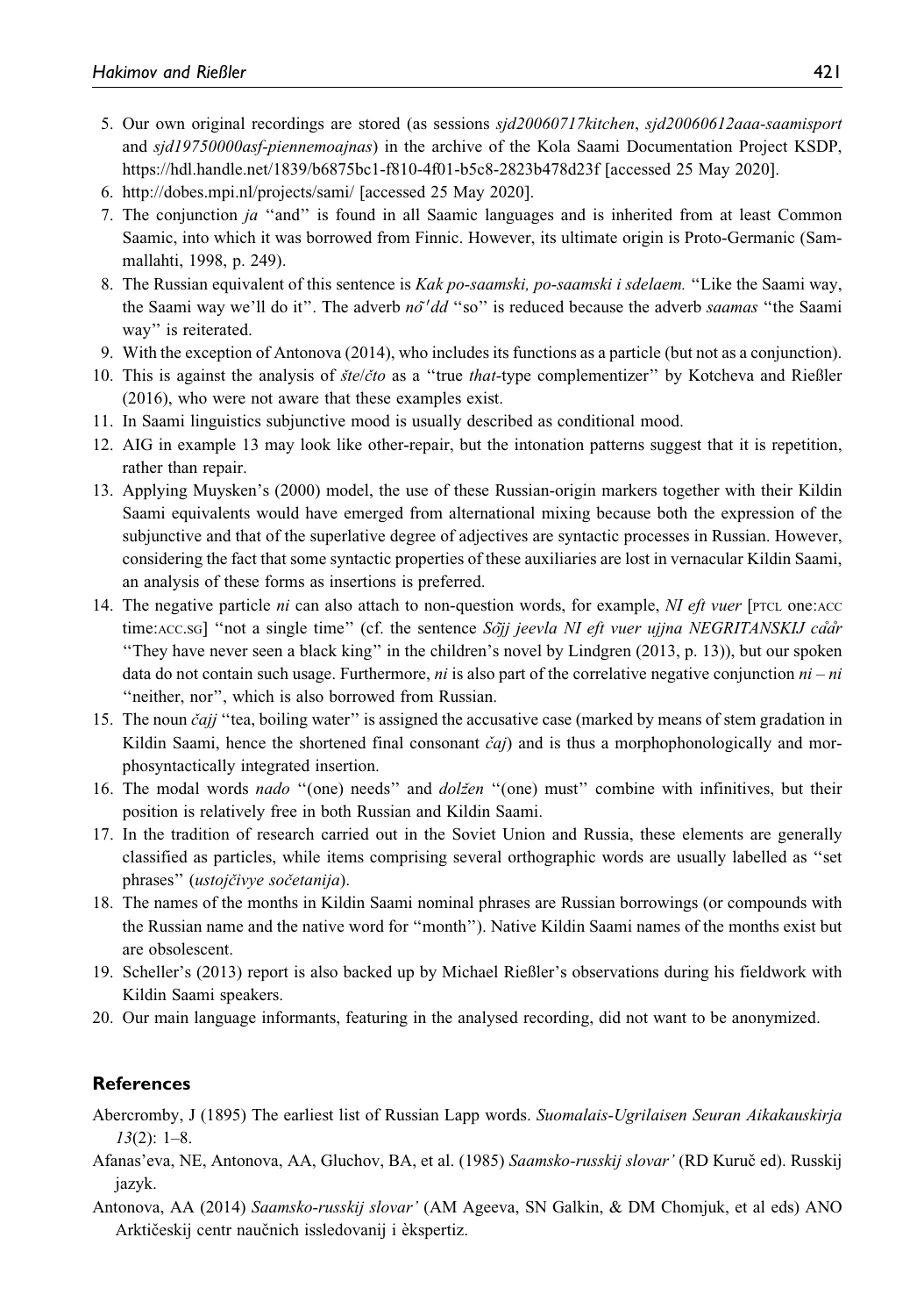5. Our own original recordings are stored (as sessions *sjd20060717kitchen*, *sjd20060612aaa-saamisport* and *sjd19750000asf-piennemoajnas*) in the archive of the Kola Saami Documentation Project KSDP, https://hdl.handle.net/1839/b6875bc1-f810-4f01-b5c8-2823b478d23f [accessed 25 May 2020].
6. http://dobes.mpi.nl/projects/sami/ [accessed 25 May 2020].
7. The conjunction *ja* "and" is found in all Saamic languages and is inherited from at least Common Saamic, into which it was borrowed from Finnic. However, its ultimate origin is Proto-Germanic (Sammallahti, 1998, p. 249).
8. The Russian equivalent of this sentence is *Kak po-saamski, po-saamski i sdelaem.* "Like the Saami way, the Saami way we'll do it". The adverb *nõ'dd* "so" is reduced because the adverb *saamas* "the Saami way" is reiterated.
9. With the exception of Antonova (2014), who includes its functions as a particle (but not as a conjunction).
10. This is against the analysis of *šte/čto* as a "true *that*-type complementizer" by Kotcheva and Rießler (2016), who were not aware that these examples exist.
11. In Saami linguistics subjunctive mood is usually described as conditional mood.
12. AIG in example 13 may look like other-repair, but the intonation patterns suggest that it is repetition, rather than repair.
13. Applying Muysken's (2000) model, the use of these Russian-origin markers together with their Kildin Saami equivalents would have emerged from alternational mixing because both the expression of the subjunctive and that of the superlative degree of adjectives are syntactic processes in Russian. However, considering the fact that some syntactic properties of these auxiliaries are lost in vernacular Kildin Saami, an analysis of these forms as insertions is preferred.
14. The negative particle *ni* can also attach to non-question words, for example, *NI eft vuer* [PTCL one:ACC time:ACC.SG] "not a single time" (cf. the sentence *Sõjj jeevla NI eft vuer ujjna NEGRITANSKIJ cåår* "They have never seen a black king" in the children's novel by Lindgren (2013, p. 13)), but our spoken data do not contain such usage. Furthermore, *ni* is also part of the correlative negative conjunction *ni – ni* "neither, nor", which is also borrowed from Russian.
15. The noun *čajj* "tea, boiling water" is assigned the accusative case (marked by means of stem gradation in Kildin Saami, hence the shortened final consonant *čaj*) and is thus a morphophonologically and morphosyntactically integrated insertion.
16. The modal words *nado* "(one) needs" and *dolžen* "(one) must" combine with infinitives, but their position is relatively free in both Russian and Kildin Saami.
17. In the tradition of research carried out in the Soviet Union and Russia, these elements are generally classified as particles, while items comprising several orthographic words are usually labelled as "set phrases" (*ustojčivye sočetanija*).
18. The names of the months in Kildin Saami nominal phrases are Russian borrowings (or compounds with the Russian name and the native word for "month"). Native Kildin Saami names of the months exist but are obsolescent.
19. Scheller's (2013) report is also backed up by Michael Rießler's observations during his fieldwork with Kildin Saami speakers.
20. Our main language informants, featuring in the analysed recording, did not want to be anonymized.

## References

Abercromby, J (1895) The earliest list of Russian Lapp words. *Suomalais-Ugrilaisen Seuran Aikakauskirja 13*(2): 1–8.

Afanas'eva, NE, Antonova, AA, Gluchov, BA, et al. (1985) *Saamsko-russkij slovar'* (RD Kuruč ed). Russkij jazyk.

Antonova, AA (2014) *Saamsko-russkij slovar'* (AM Ageeva, SN Galkin, & DM Chomjuk, et al eds) ANO Arktičeskij centr naučnich issledovanij i èkspertiz.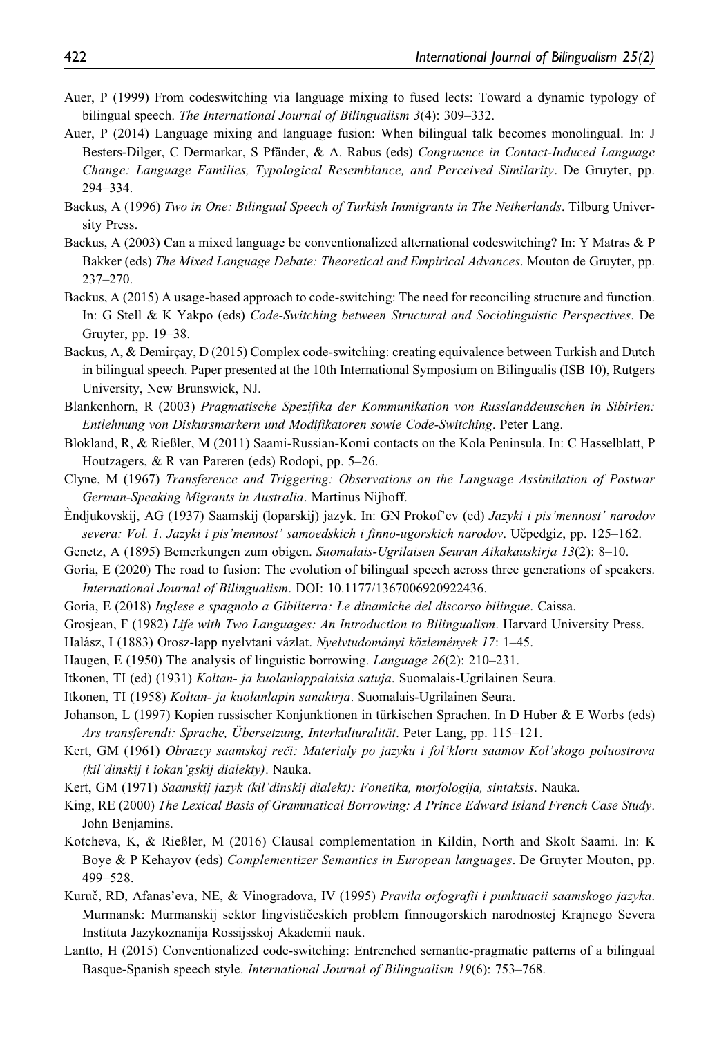Auer, P (1999) From codeswitching via language mixing to fused lects: Toward a dynamic typology of bilingual speech. *The International Journal of Bilingualism 3*(4): 309–332.

Auer, P (2014) Language mixing and language fusion: When bilingual talk becomes monolingual. In: J Besters-Dilger, C Dermarkar, S Pfänder, & A. Rabus (eds) *Congruence in Contact-Induced Language Change: Language Families, Typological Resemblance, and Perceived Similarity*. De Gruyter, pp. 294–334.

Backus, A (1996) *Two in One: Bilingual Speech of Turkish Immigrants in The Netherlands*. Tilburg University Press.

Backus, A (2003) Can a mixed language be conventionalized alternational codeswitching? In: Y Matras & P Bakker (eds) *The Mixed Language Debate: Theoretical and Empirical Advances*. Mouton de Gruyter, pp. 237–270.

Backus, A (2015) A usage-based approach to code-switching: The need for reconciling structure and function. In: G Stell & K Yakpo (eds) *Code-Switching between Structural and Sociolinguistic Perspectives*. De Gruyter, pp. 19–38.

Backus, A, & Demirçay, D (2015) Complex code-switching: creating equivalence between Turkish and Dutch in bilingual speech. Paper presented at the 10th International Symposium on Bilingualis (ISB 10), Rutgers University, New Brunswick, NJ.

Blankenhorn, R (2003) *Pragmatische Spezifika der Kommunikation von Russlanddeutschen in Sibirien: Entlehnung von Diskursmarkern und Modifikatoren sowie Code-Switching*. Peter Lang.

Blokland, R, & Rießler, M (2011) Saami-Russian-Komi contacts on the Kola Peninsula. In: C Hasselblatt, P Houtzagers, & R van Pareren (eds) Rodopi, pp. 5–26.

Clyne, M (1967) *Transference and Triggering: Observations on the Language Assimilation of Postwar German-Speaking Migrants in Australia*. Martinus Nijhoff.

Èndjukovskij, AG (1937) Saamskij (loparskij) jazyk. In: GN Prokof'ev (ed) *Jazyki i pis'mennost' narodov severa: Vol. 1. Jazyki i pis'mennost' samoedskich i finno-ugorskich narodov*. Učpedgiz, pp. 125–162.

Genetz, A (1895) Bemerkungen zum obigen. *Suomalais-Ugrilaisen Seuran Aikakauskirja 13*(2): 8–10.

Goria, E (2020) The road to fusion: The evolution of bilingual speech across three generations of speakers. *International Journal of Bilingualism*. DOI: 10.1177/1367006920922436.

Goria, E (2018) *Inglese e spagnolo a Gibilterra: Le dinamiche del discorso bilingue*. Caissa.

Grosjean, F (1982) *Life with Two Languages: An Introduction to Bilingualism*. Harvard University Press.

Halász, I (1883) Orosz-lapp nyelvtani vázlat. *Nyelvtudományi közlemények 17*: 1–45.

Haugen, E (1950) The analysis of linguistic borrowing. *Language 26*(2): 210–231.

Itkonen, TI (ed) (1931) *Koltan- ja kuolanlappalaisia satuja*. Suomalais-Ugrilainen Seura.

Itkonen, TI (1958) *Koltan- ja kuolanlapin sanakirja*. Suomalais-Ugrilainen Seura.

Johanson, L (1997) Kopien russischer Konjunktionen in türkischen Sprachen. In D Huber & E Worbs (eds) *Ars transferendi: Sprache, Übersetzung, Interkulturalität*. Peter Lang, pp. 115–121.

Kert, GM (1961) *Obrazcy saamskoj reči: Materialy po jazyku i fol'kloru saamov Kol'skogo poluostrova (kil'dinskij i iokan'gskij dialekty)*. Nauka.

Kert, GM (1971) *Saamskij jazyk (kil'dinskij dialekt): Fonetika, morfologija, sintaksis*. Nauka.

King, RE (2000) *The Lexical Basis of Grammatical Borrowing: A Prince Edward Island French Case Study*. John Benjamins.

Kotcheva, K, & Rießler, M (2016) Clausal complementation in Kildin, North and Skolt Saami. In: K Boye & P Kehayov (eds) *Complementizer Semantics in European languages*. De Gruyter Mouton, pp. 499–528.

Kuruč, RD, Afanas'eva, NE, & Vinogradova, IV (1995) *Pravila orfografii i punktuacii saamskogo jazyka*. Murmansk: Murmanskij sektor lingvističeskich problem finnougorskich narodnostej Krajnego Severa Instituta Jazykoznanija Rossijsskoj Akademii nauk.

Lantto, H (2015) Conventionalized code-switching: Entrenched semantic-pragmatic patterns of a bilingual Basque-Spanish speech style. *International Journal of Bilingualism 19*(6): 753–768.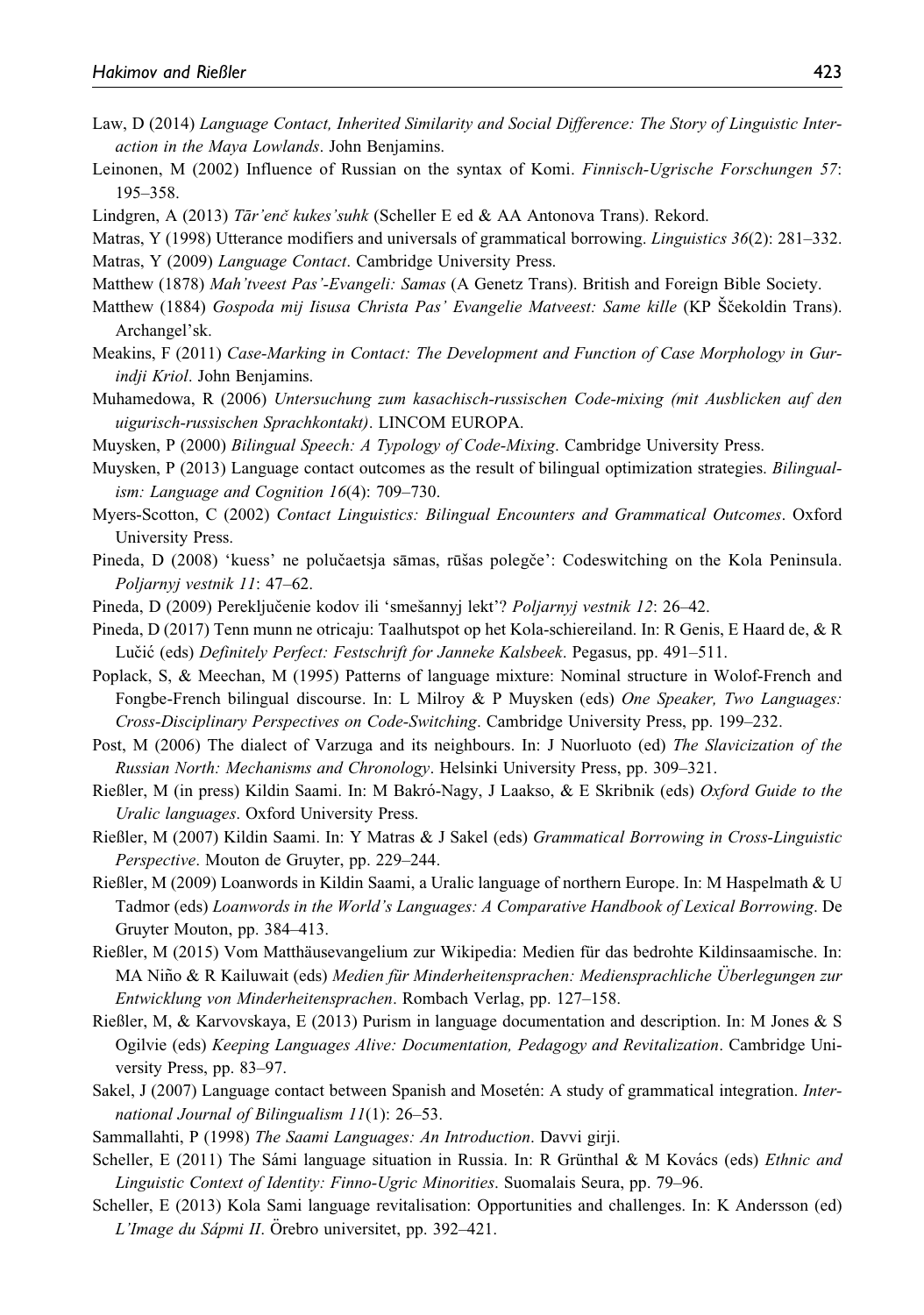Law, D (2014) *Language Contact, Inherited Similarity and Social Difference: The Story of Linguistic Interaction in the Maya Lowlands*. John Benjamins.

Leinonen, M (2002) Influence of Russian on the syntax of Komi. *Finnisch-Ugrische Forschungen 57*: 195–358.

Lindgren, A (2013) *Tār'enč kukes'suhk* (Scheller E ed & AA Antonova Trans). Rekord.

Matras, Y (1998) Utterance modifiers and universals of grammatical borrowing. *Linguistics 36*(2): 281–332.

Matras, Y (2009) *Language Contact*. Cambridge University Press.

Matthew (1878) *Mah'tveest Pas'-Evangeli: Samas* (A Genetz Trans). British and Foreign Bible Society.

Matthew (1884) *Gospoda mij Iisusa Christa Pas' Evangelie Matveest: Same kille* (KP Ščekoldin Trans). Archangel'sk.

Meakins, F (2011) *Case-Marking in Contact: The Development and Function of Case Morphology in Gurindji Kriol*. John Benjamins.

Muhamedowa, R (2006) *Untersuchung zum kasachisch-russischen Code-mixing (mit Ausblicken auf den uigurisch-russischen Sprachkontakt)*. LINCOM EUROPA.

Muysken, P (2000) *Bilingual Speech: A Typology of Code-Mixing*. Cambridge University Press.

Muysken, P (2013) Language contact outcomes as the result of bilingual optimization strategies. *Bilingualism: Language and Cognition 16*(4): 709–730.

Myers-Scotton, C (2002) *Contact Linguistics: Bilingual Encounters and Grammatical Outcomes*. Oxford University Press.

Pineda, D (2008) 'kuess' ne polučaetsja sāmas, rūšas polegče': Codeswitching on the Kola Peninsula. *Poljarnyj vestnik 11*: 47–62.

Pineda, D (2009) Perekľučenie kodov ili 'smešannyj lekt'? *Poljarnyj vestnik 12*: 26–42.

Pineda, D (2017) Tenn munn ne otricaju: Taalhutspot op het Kola-schiereiland. In: R Genis, E Haard de, & R Lučić (eds) *Definitely Perfect: Festschrift for Janneke Kalsbeek*. Pegasus, pp. 491–511.

Poplack, S, & Meechan, M (1995) Patterns of language mixture: Nominal structure in Wolof-French and Fongbe-French bilingual discourse. In: L Milroy & P Muysken (eds) *One Speaker, Two Languages: Cross-Disciplinary Perspectives on Code-Switching*. Cambridge University Press, pp. 199–232.

Post, M (2006) The dialect of Varzuga and its neighbours. In: J Nuorluoto (ed) *The Slavicization of the Russian North: Mechanisms and Chronology*. Helsinki University Press, pp. 309–321.

Rießler, M (in press) Kildin Saami. In: M Bakró-Nagy, J Laakso, & E Skribnik (eds) *Oxford Guide to the Uralic languages*. Oxford University Press.

Rießler, M (2007) Kildin Saami. In: Y Matras & J Sakel (eds) *Grammatical Borrowing in Cross-Linguistic Perspective*. Mouton de Gruyter, pp. 229–244.

Rießler, M (2009) Loanwords in Kildin Saami, a Uralic language of northern Europe. In: M Haspelmath & U Tadmor (eds) *Loanwords in the World's Languages: A Comparative Handbook of Lexical Borrowing*. De Gruyter Mouton, pp. 384–413.

Rießler, M (2015) Vom Matthäusevangelium zur Wikipedia: Medien für das bedrohte Kildinsaamische. In: MA Niño & R Kailuwait (eds) *Medien für Minderheitensprachen: Mediensprachliche Überlegungen zur Entwicklung von Minderheitensprachen*. Rombach Verlag, pp. 127–158.

Rießler, M, & Karvovskaya, E (2013) Purism in language documentation and description. In: M Jones & S Ogilvie (eds) *Keeping Languages Alive: Documentation, Pedagogy and Revitalization*. Cambridge University Press, pp. 83–97.

Sakel, J (2007) Language contact between Spanish and Mosetén: A study of grammatical integration. *International Journal of Bilingualism 11*(1): 26–53.

Sammallahti, P (1998) *The Saami Languages: An Introduction*. Davvi girji.

Scheller, E (2011) The Sámi language situation in Russia. In: R Grünthal & M Kovács (eds) *Ethnic and Linguistic Context of Identity: Finno-Ugric Minorities*. Suomalais Seura, pp. 79–96.

Scheller, E (2013) Kola Sami language revitalisation: Opportunities and challenges. In: K Andersson (ed) *L'Image du Sápmi II*. Örebro universitet, pp. 392–421.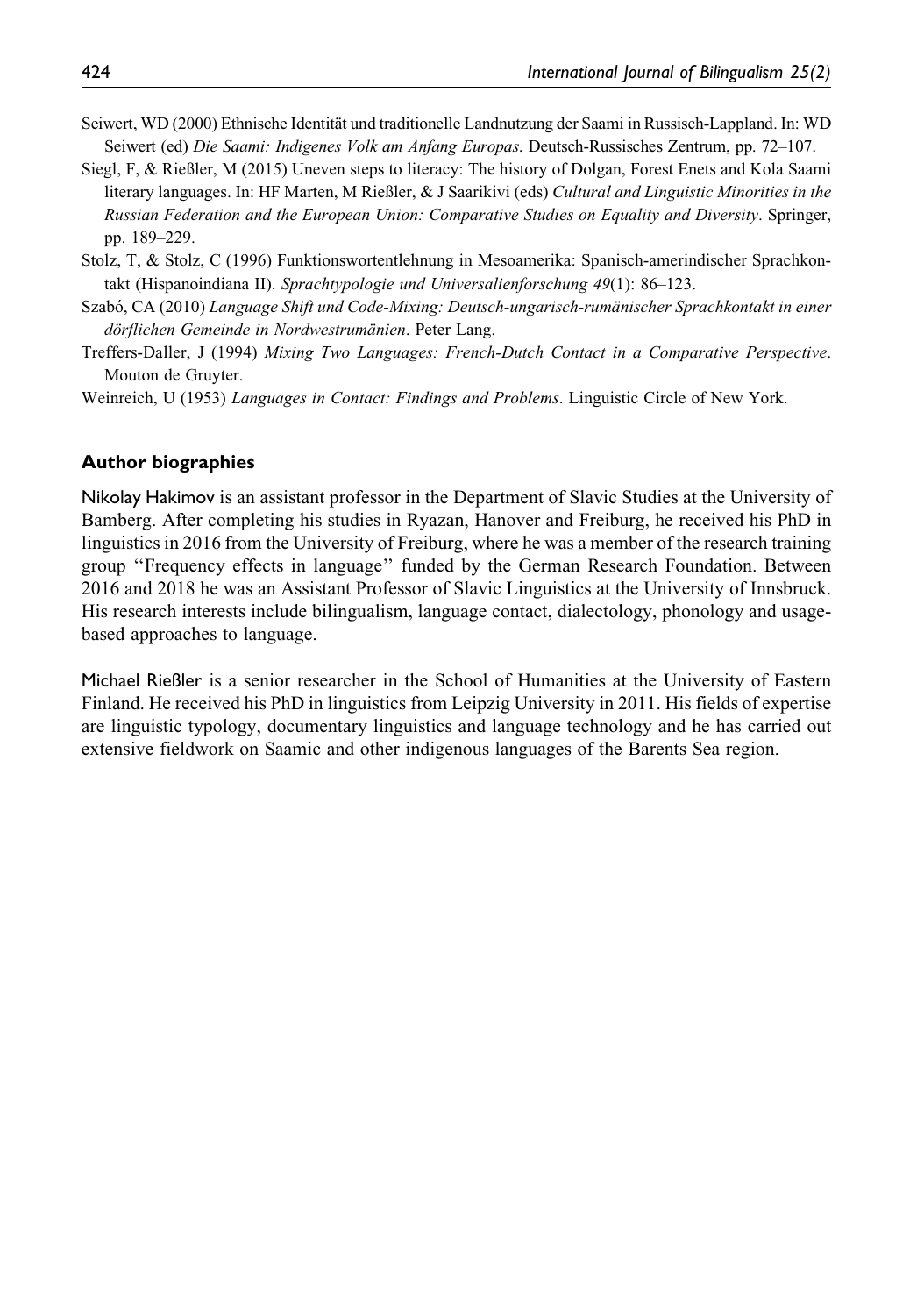Seiwert, WD (2000) Ethnische Identität und traditionelle Landnutzung der Saami in Russisch-Lappland. In: WD Seiwert (ed) *Die Saami: Indigenes Volk am Anfang Europas*. Deutsch-Russisches Zentrum, pp. 72–107.

Siegl, F, & Rießler, M (2015) Uneven steps to literacy: The history of Dolgan, Forest Enets and Kola Saami literary languages. In: HF Marten, M Rießler, & J Saarikivi (eds) *Cultural and Linguistic Minorities in the Russian Federation and the European Union: Comparative Studies on Equality and Diversity*. Springer, pp. 189–229.

Stolz, T, & Stolz, C (1996) Funktionswortentlehnung in Mesoamerika: Spanisch-amerindischer Sprachkontakt (Hispanoindiana II). *Sprachtypologie und Universalienforschung 49*(1): 86–123.

Szabó, CA (2010) *Language Shift und Code-Mixing: Deutsch-ungarisch-rumänischer Sprachkontakt in einer dörflichen Gemeinde in Nordwestrumänien*. Peter Lang.

Treffers-Daller, J (1994) *Mixing Two Languages: French-Dutch Contact in a Comparative Perspective*. Mouton de Gruyter.

Weinreich, U (1953) *Languages in Contact: Findings and Problems*. Linguistic Circle of New York.

## Author biographies

**Nikolay Hakimov** is an assistant professor in the Department of Slavic Studies at the University of Bamberg. After completing his studies in Ryazan, Hanover and Freiburg, he received his PhD in linguistics in 2016 from the University of Freiburg, where he was a member of the research training group "Frequency effects in language" funded by the German Research Foundation. Between 2016 and 2018 he was an Assistant Professor of Slavic Linguistics at the University of Innsbruck. His research interests include bilingualism, language contact, dialectology, phonology and usage-based approaches to language.

**Michael Rießler** is a senior researcher in the School of Humanities at the University of Eastern Finland. He received his PhD in linguistics from Leipzig University in 2011. His fields of expertise are linguistic typology, documentary linguistics and language technology and he has carried out extensive fieldwork on Saamic and other indigenous languages of the Barents Sea region.